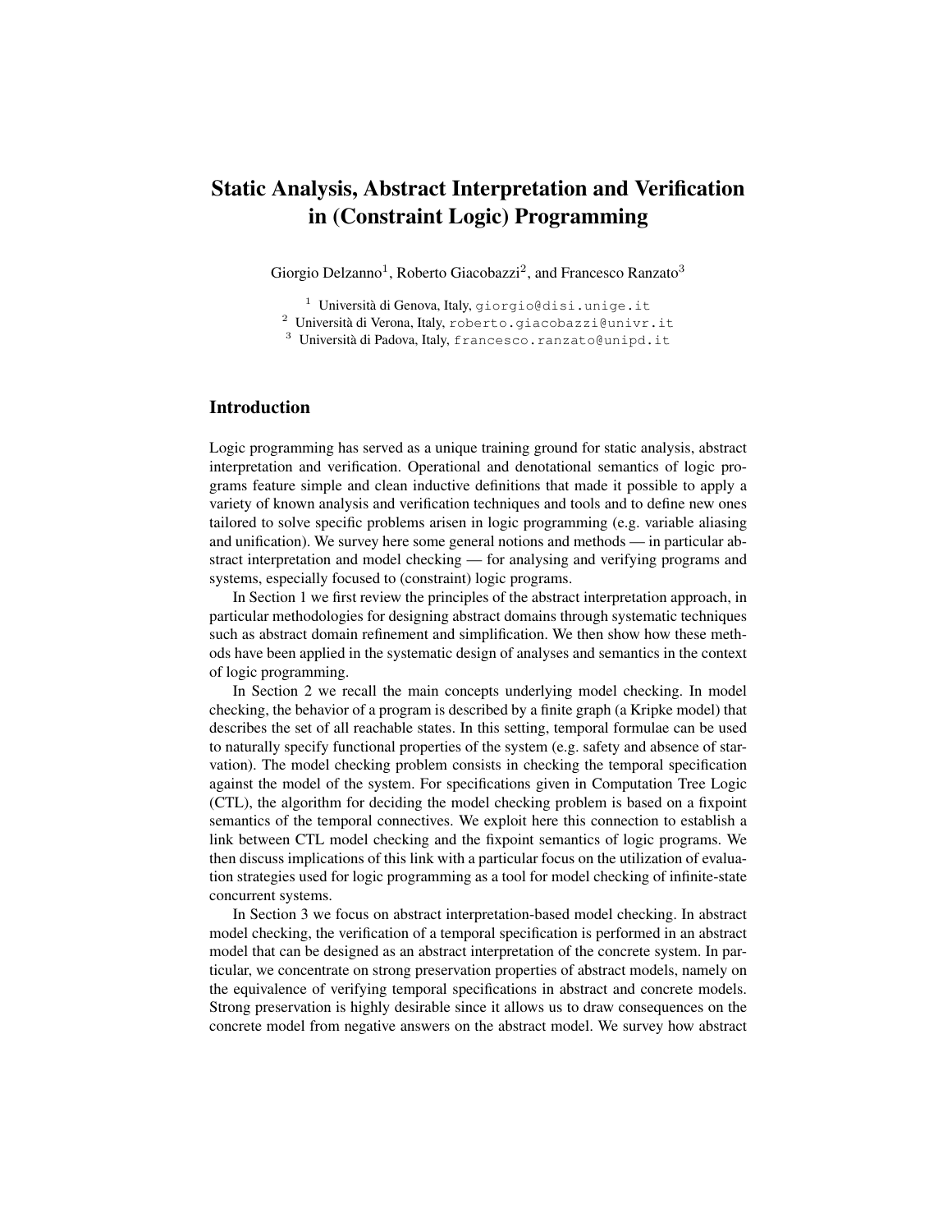# Static Analysis, Abstract Interpretation and Verification in (Constraint Logic) Programming

Giorgio Delzanno[1], Roberto Giacobazzi[2], and Francesco Ranzato[3]

[1] Università di Genova, Italy, giorgio@disi.unige.it
[2] Università di Verona, Italy, roberto.giacobazzi@univr.it
[3] Università di Padova, Italy, francesco.ranzato@unipd.it

## Introduction

Logic programming has served as a unique training ground for static analysis, abstract interpretation and verification. Operational and denotational semantics of logic programs feature simple and clean inductive definitions that made it possible to apply a variety of known analysis and verification techniques and tools and to define new ones tailored to solve specific problems arisen in logic programming (e.g. variable aliasing and unification). We survey here some general notions and methods — in particular abstract interpretation and model checking — for analysing and verifying programs and systems, especially focused to (constraint) logic programs.

In Section 1 we first review the principles of the abstract interpretation approach, in particular methodologies for designing abstract domains through systematic techniques such as abstract domain refinement and simplification. We then show how these methods have been applied in the systematic design of analyses and semantics in the context of logic programming.

In Section 2 we recall the main concepts underlying model checking. In model checking, the behavior of a program is described by a finite graph (a Kripke model) that describes the set of all reachable states. In this setting, temporal formulae can be used to naturally specify functional properties of the system (e.g. safety and absence of starvation). The model checking problem consists in checking the temporal specification against the model of the system. For specifications given in Computation Tree Logic (CTL), the algorithm for deciding the model checking problem is based on a fixpoint semantics of the temporal connectives. We exploit here this connection to establish a link between CTL model checking and the fixpoint semantics of logic programs. We then discuss implications of this link with a particular focus on the utilization of evaluation strategies used for logic programming as a tool for model checking of infinite-state concurrent systems.

In Section 3 we focus on abstract interpretation-based model checking. In abstract model checking, the verification of a temporal specification is performed in an abstract model that can be designed as an abstract interpretation of the concrete system. In particular, we concentrate on strong preservation properties of abstract models, namely on the equivalence of verifying temporal specifications in abstract and concrete models. Strong preservation is highly desirable since it allows us to draw consequences on the concrete model from negative answers on the abstract model. We survey how abstract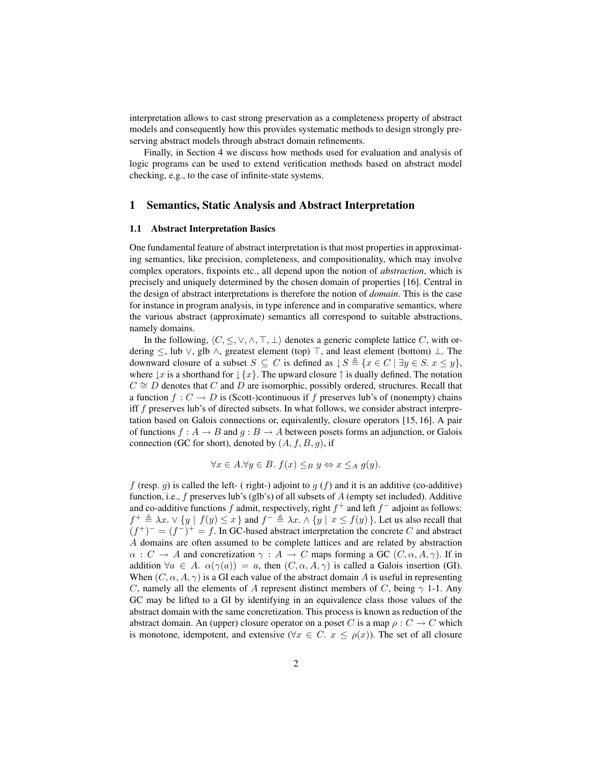interpretation allows to cast strong preservation as a completeness property of abstract models and consequently how this provides systematic methods to design strongly preserving abstract models through abstract domain refinements.

Finally, in Section 4 we discuss how methods used for evaluation and analysis of logic programs can be used to extend verification methods based on abstract model checking, e.g., to the case of infinite-state systems.

## 1 Semantics, Static Analysis and Abstract Interpretation

### 1.1 Abstract Interpretation Basics

One fundamental feature of abstract interpretation is that most properties in approximating semantics, like precision, completeness, and compositionality, which may involve complex operators, fixpoints etc., all depend upon the notion of *abstraction*, which is precisely and uniquely determined by the chosen domain of properties [16]. Central in the design of abstract interpretations is therefore the notion of *domain*. This is the case for instance in program analysis, in type inference and in comparative semantics, where the various abstract (approximate) semantics all correspond to suitable abstractions, namely domains.

In the following, $\langle C, \leq, \vee, \wedge, \top, \bot \rangle$ denotes a generic complete lattice $C$, with ordering $\leq$, lub $\vee$, glb $\wedge$, greatest element (top) $\top$, and least element (bottom) $\bot$. The downward closure of a subset $S \subseteq C$ is defined as $\downarrow S \triangleq \{x \in C \mid \exists y \in S.\ x \leq y\}$, where $\downarrow x$ is a shorthand for $\downarrow \{x\}$. The upward closure $\uparrow$ is dually defined. The notation $C \cong D$ denotes that $C$ and $D$ are isomorphic, possibly ordered, structures. Recall that a function $f : C \rightarrow D$ is (Scott-)continuous if $f$ preserves lub's of (nonempty) chains iff $f$ preserves lub's of directed subsets. In what follows, we consider abstract interpretation based on Galois connections or, equivalently, closure operators [15, 16]. A pair of functions $f : A \rightarrow B$ and $g : B \rightarrow A$ between posets forms an adjunction, or Galois connection (GC for short), denoted by $(A, f, B, g)$, if

$$\forall x \in A. \forall y \in B.\ f(x) \leq_B y \Leftrightarrow x \leq_A g(y).$$

$f$ (resp. $g$) is called the left- ( right-) adjoint to $g$ ($f$) and it is an additive (co-additive) function, i.e., $f$ preserves lub's (glb's) of all subsets of $A$ (empty set included). Additive and co-additive functions $f$ admit, respectively, right $f^+$ and left $f^-$ adjoint as follows: $f^+ \triangleq \lambda x. \vee \{y \mid f(y) \leq x\}$ and $f^- \triangleq \lambda x. \wedge \{y \mid x \leq f(y)\}$. Let us also recall that $(f^+)^- = (f^-)^+ = f$. In GC-based abstract interpretation the concrete $C$ and abstract $A$ domains are often assumed to be complete lattices and are related by abstraction $\alpha : C \rightarrow A$ and concretization $\gamma : A \rightarrow C$ maps forming a GC $(C, \alpha, A, \gamma)$. If in addition $\forall a \in A.\ \alpha(\gamma(a)) = a$, then $(C, \alpha, A, \gamma)$ is called a Galois insertion (GI). When $(C, \alpha, A, \gamma)$ is a GI each value of the abstract domain $A$ is useful in representing $C$, namely all the elements of $A$ represent distinct members of $C$, being $\gamma$ 1-1. Any GC may be lifted to a GI by identifying in an equivalence class those values of the abstract domain with the same concretization. This process is known as reduction of the abstract domain. An (upper) closure operator on a poset $C$ is a map $\rho : C \rightarrow C$ which is monotone, idempotent, and extensive ($\forall x \in C.\ x \leq \rho(x)$). The set of all closure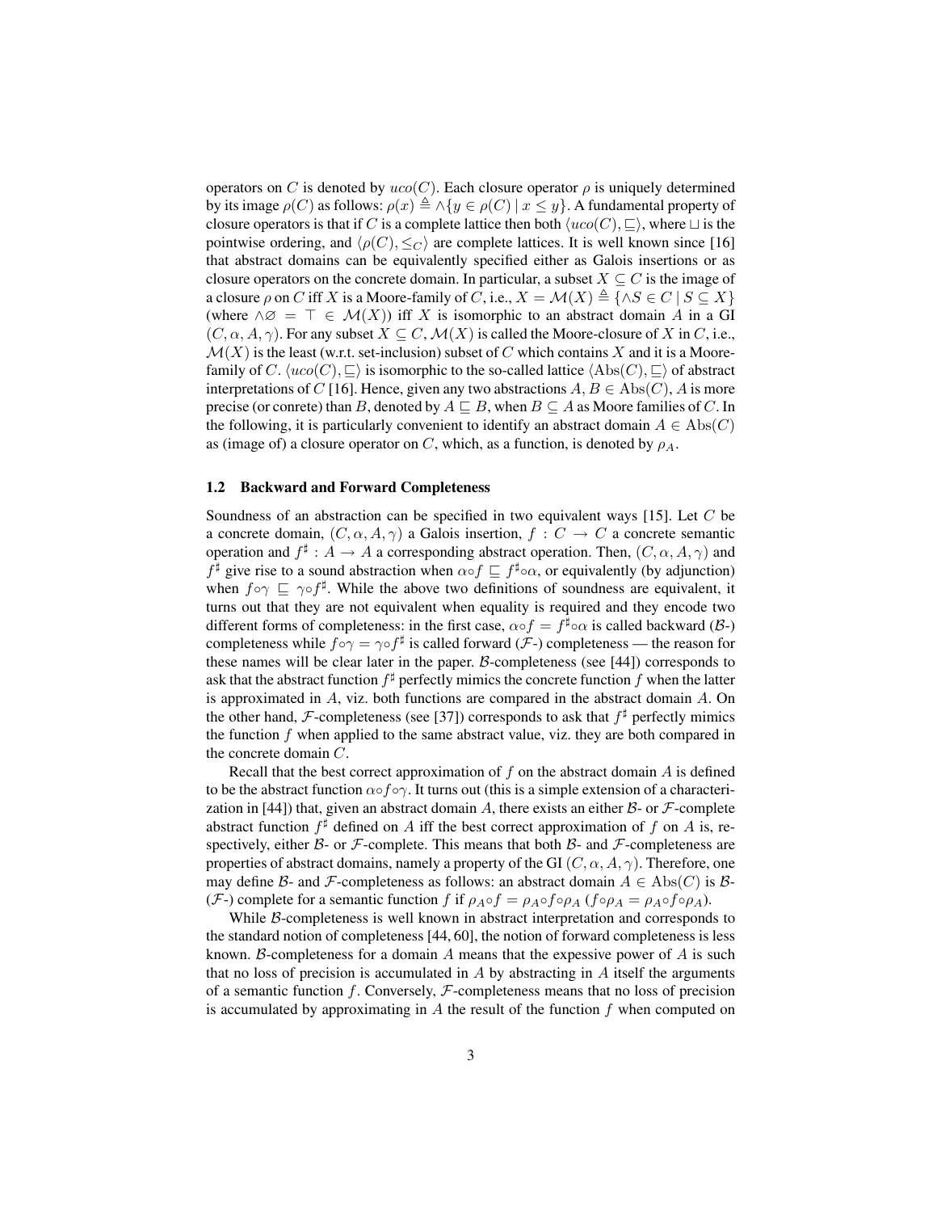operators on $C$ is denoted by $uco(C)$. Each closure operator $\rho$ is uniquely determined by its image $\rho(C)$ as follows: $\rho(x) \triangleq \wedge\{y \in \rho(C) \mid x \leq y\}$. A fundamental property of closure operators is that if $C$ is a complete lattice then both $\langle uco(C), \sqsubseteq\rangle$, where $\sqcup$ is the pointwise ordering, and $\langle \rho(C), \leq_C\rangle$ are complete lattices. It is well known since [16] that abstract domains can be equivalently specified either as Galois insertions or as closure operators on the concrete domain. In particular, a subset $X \subseteq C$ is the image of a closure $\rho$ on $C$ iff $X$ is a Moore-family of $C$, i.e., $X = \mathcal{M}(X) \triangleq \{\wedge S \in C \mid S \subseteq X\}$ (where $\wedge\varnothing = \top \in \mathcal{M}(X)$) iff $X$ is isomorphic to an abstract domain $A$ in a GI $(C, \alpha, A, \gamma)$. For any subset $X \subseteq C$, $\mathcal{M}(X)$ is called the Moore-closure of $X$ in $C$, i.e., $\mathcal{M}(X)$ is the least (w.r.t. set-inclusion) subset of $C$ which contains $X$ and it is a Moore-family of $C$. $\langle uco(C), \sqsubseteq\rangle$ is isomorphic to the so-called lattice $\langle \mathrm{Abs}(C), \sqsubseteq\rangle$ of abstract interpretations of $C$ [16]. Hence, given any two abstractions $A, B \in \mathrm{Abs}(C)$, $A$ is more precise (or conrete) than $B$, denoted by $A \sqsubseteq B$, when $B \subseteq A$ as Moore families of $C$. In the following, it is particularly convenient to identify an abstract domain $A \in \mathrm{Abs}(C)$ as (image of) a closure operator on $C$, which, as a function, is denoted by $\rho_A$.

### 1.2 Backward and Forward Completeness

Soundness of an abstraction can be specified in two equivalent ways [15]. Let $C$ be a concrete domain, $(C, \alpha, A, \gamma)$ a Galois insertion, $f : C \to C$ a concrete semantic operation and $f^\sharp : A \to A$ a corresponding abstract operation. Then, $(C, \alpha, A, \gamma)$ and $f^\sharp$ give rise to a sound abstraction when $\alpha \circ f \sqsubseteq f^\sharp \circ \alpha$, or equivalently (by adjunction) when $f \circ \gamma \sqsubseteq \gamma \circ f^\sharp$. While the above two definitions of soundness are equivalent, it turns out that they are not equivalent when equality is required and they encode two different forms of completeness: in the first case, $\alpha \circ f = f^\sharp \circ \alpha$ is called backward ($\mathcal{B}$-) completeness while $f \circ \gamma = \gamma \circ f^\sharp$ is called forward ($\mathcal{F}$-) completeness — the reason for these names will be clear later in the paper. $\mathcal{B}$-completeness (see [44]) corresponds to ask that the abstract function $f^\sharp$ perfectly mimics the concrete function $f$ when the latter is approximated in $A$, viz. both functions are compared in the abstract domain $A$. On the other hand, $\mathcal{F}$-completeness (see [37]) corresponds to ask that $f^\sharp$ perfectly mimics the function $f$ when applied to the same abstract value, viz. they are both compared in the concrete domain $C$.

Recall that the best correct approximation of $f$ on the abstract domain $A$ is defined to be the abstract function $\alpha \circ f \circ \gamma$. It turns out (this is a simple extension of a characterization in [44]) that, given an abstract domain $A$, there exists an either $\mathcal{B}$- or $\mathcal{F}$-complete abstract function $f^\sharp$ defined on $A$ iff the best correct approximation of $f$ on $A$ is, respectively, either $\mathcal{B}$- or $\mathcal{F}$-complete. This means that both $\mathcal{B}$- and $\mathcal{F}$-completeness are properties of abstract domains, namely a property of the GI $(C, \alpha, A, \gamma)$. Therefore, one may define $\mathcal{B}$- and $\mathcal{F}$-completeness as follows: an abstract domain $A \in \mathrm{Abs}(C)$ is $\mathcal{B}$- ($\mathcal{F}$-) complete for a semantic function $f$ if $\rho_A \circ f = \rho_A \circ f \circ \rho_A$ ($f \circ \rho_A = \rho_A \circ f \circ \rho_A$).

While $\mathcal{B}$-completeness is well known in abstract interpretation and corresponds to the standard notion of completeness [44, 60], the notion of forward completeness is less known. $\mathcal{B}$-completeness for a domain $A$ means that the expessive power of $A$ is such that no loss of precision is accumulated in $A$ by abstracting in $A$ itself the arguments of a semantic function $f$. Conversely, $\mathcal{F}$-completeness means that no loss of precision is accumulated by approximating in $A$ the result of the function $f$ when computed on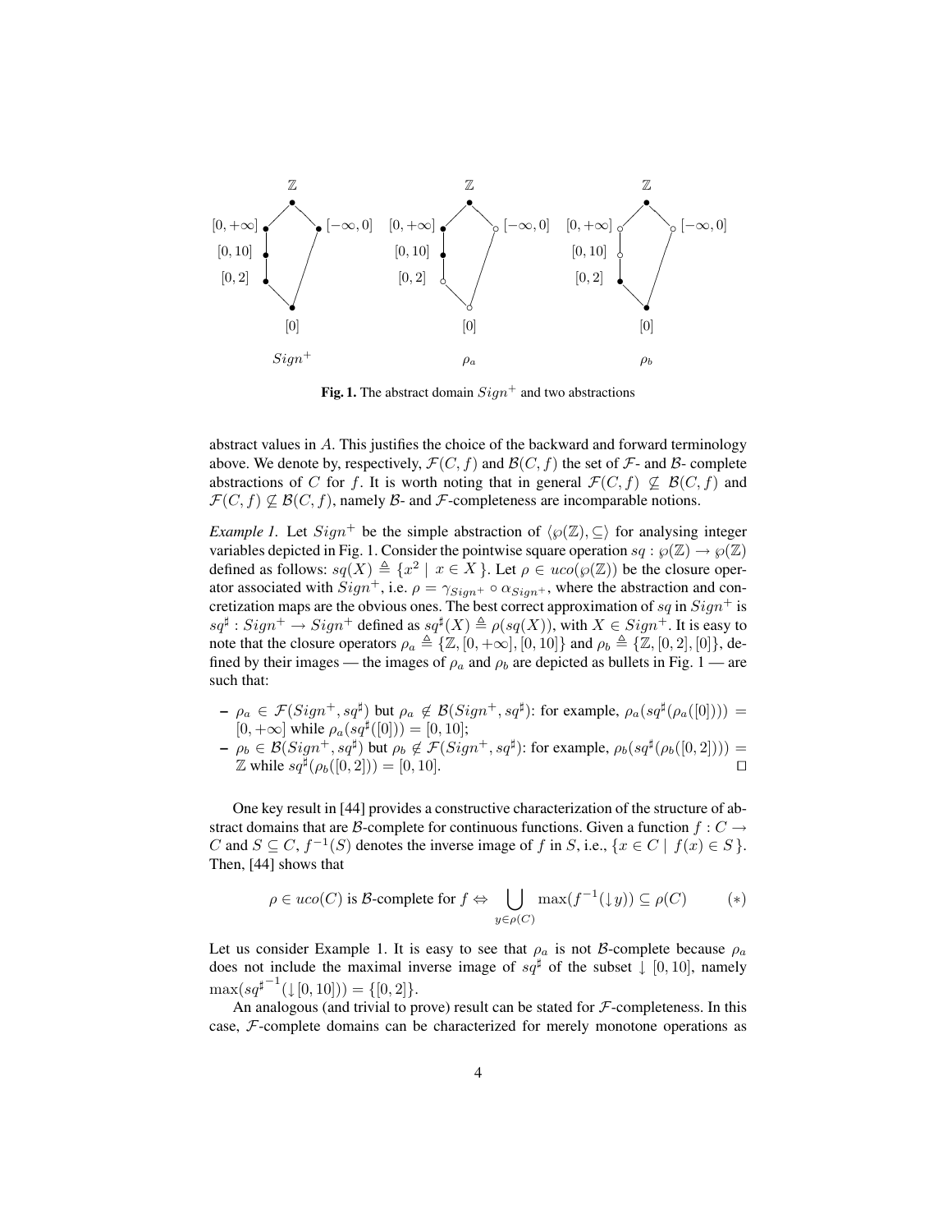Fig. 1. The abstract domain $Sign^+$ and two abstractions

abstract values in $A$. This justifies the choice of the backward and forward terminology above. We denote by, respectively, $\mathcal{F}(C, f)$ and $\mathcal{B}(C, f)$ the set of $\mathcal{F}$- and $\mathcal{B}$- complete abstractions of $C$ for $f$. It is worth noting that in general $\mathcal{F}(C, f) \not\subseteq \mathcal{B}(C, f)$ and $\mathcal{F}(C, f) \not\subseteq \mathcal{B}(C, f)$, namely $\mathcal{B}$- and $\mathcal{F}$-completeness are incomparable notions.

*Example 1.* Let $Sign^+$ be the simple abstraction of $\langle \wp(\mathbb{Z}), \subseteq \rangle$ for analysing integer variables depicted in Fig. 1. Consider the pointwise square operation $sq : \wp(\mathbb{Z}) \to \wp(\mathbb{Z})$ defined as follows: $sq(X) \triangleq \{ x^2 \mid x \in X \}$. Let $\rho \in uco(\wp(\mathbb{Z}))$ be the closure operator associated with $Sign^+$, i.e. $\rho = \gamma_{Sign^+} \circ \alpha_{Sign^+}$, where the abstraction and concretization maps are the obvious ones. The best correct approximation of $sq$ in $Sign^+$ is $sq^\sharp : Sign^+ \to Sign^+$ defined as $sq^\sharp(X) \triangleq \rho(sq(X))$, with $X \in Sign^+$. It is easy to note that the closure operators $\rho_a \triangleq \{\mathbb{Z}, [0, +\infty], [0, 10]\}$ and $\rho_b \triangleq \{\mathbb{Z}, [0, 2], [0]\}$, defined by their images — the images of $\rho_a$ and $\rho_b$ are depicted as bullets in Fig. 1 — are such that:

- $\rho_a \in \mathcal{F}(Sign^+, sq^\sharp)$ but $\rho_a \notin \mathcal{B}(Sign^+, sq^\sharp)$: for example, $\rho_a(sq^\sharp(\rho_a([0]))) = [0, +\infty]$ while $\rho_a(sq^\sharp([0])) = [0, 10]$;
- $\rho_b \in \mathcal{B}(Sign^+, sq^\sharp)$ but $\rho_b \notin \mathcal{F}(Sign^+, sq^\sharp)$: for example, $\rho_b(sq^\sharp(\rho_b([0, 2]))) = \mathbb{Z}$ while $sq^\sharp(\rho_b([0, 2])) = [0, 10]$. □

One key result in [44] provides a constructive characterization of the structure of abstract domains that are $\mathcal{B}$-complete for continuous functions. Given a function $f : C \to C$ and $S \subseteq C$, $f^{-1}(S)$ denotes the inverse image of $f$ in $S$, i.e., $\{x \in C \mid f(x) \in S\}$. Then, [44] shows that

$$\rho \in uco(C) \text{ is } \mathcal{B}\text{-complete for } f \Leftrightarrow \bigcup_{y \in \rho(C)} \max(f^{-1}(\downarrow y)) \subseteq \rho(C) \qquad (*)$$

Let us consider Example 1. It is easy to see that $\rho_a$ is not $\mathcal{B}$-complete because $\rho_a$ does not include the maximal inverse image of $sq^\sharp$ of the subset $\downarrow [0, 10]$, namely $\max({sq^\sharp}^{-1}(\downarrow [0, 10])) = \{[0, 2]\}$.

An analogous (and trivial to prove) result can be stated for $\mathcal{F}$-completeness. In this case, $\mathcal{F}$-complete domains can be characterized for merely monotone operations as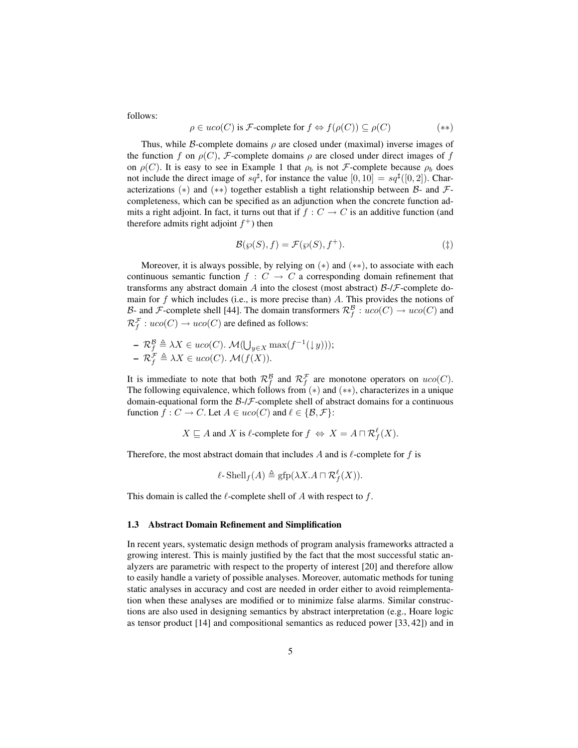follows:

$$\rho \in uco(C) \text{ is } \mathcal{F}\text{-complete for } f \Leftrightarrow f(\rho(C)) \subseteq \rho(C) \qquad (**)$$

Thus, while $\mathcal{B}$-complete domains $\rho$ are closed under (maximal) inverse images of the function $f$ on $\rho(C)$, $\mathcal{F}$-complete domains $\rho$ are closed under direct images of $f$ on $\rho(C)$. It is easy to see in Example 1 that $\rho_b$ is not $\mathcal{F}$-complete because $\rho_b$ does not include the direct image of $sq^\sharp$, for instance the value $[0, 10] = sq^\sharp([0, 2])$. Characterizations $(*)$ and $(**)$ together establish a tight relationship between $\mathcal{B}$- and $\mathcal{F}$-completeness, which can be specified as an adjunction when the concrete function admits a right adjoint. In fact, it turns out that if $f : C \to C$ is an additive function (and therefore admits right adjoint $f^+$) then

$$\mathcal{B}(\wp(S), f) = \mathcal{F}(\wp(S), f^+). \qquad (\ddagger)$$

Moreover, it is always possible, by relying on $(*)$ and $(**)$, to associate with each continuous semantic function $f : C \to C$ a corresponding domain refinement that transforms any abstract domain $A$ into the closest (most abstract) $\mathcal{B}$-/$\mathcal{F}$-complete domain for $f$ which includes (i.e., is more precise than) $A$. This provides the notions of $\mathcal{B}$- and $\mathcal{F}$-complete shell [44]. The domain transformers $\mathcal{R}_f^{\mathcal{B}} : uco(C) \to uco(C)$ and $\mathcal{R}_f^{\mathcal{F}} : uco(C) \to uco(C)$ are defined as follows:

- $\mathcal{R}_f^{\mathcal{B}} \triangleq \lambda X \in uco(C).\ \mathcal{M}(\bigcup_{y \in X} \max(f^{-1}(\downarrow y)))$;
- $\mathcal{R}_f^{\mathcal{F}} \triangleq \lambda X \in uco(C).\ \mathcal{M}(f(X))$.

It is immediate to note that both $\mathcal{R}_f^{\mathcal{B}}$ and $\mathcal{R}_f^{\mathcal{F}}$ are monotone operators on $uco(C)$. The following equivalence, which follows from $(*)$ and $(**)$, characterizes in a unique domain-equational form the $\mathcal{B}$-/$\mathcal{F}$-complete shell of abstract domains for a continuous function $f : C \to C$. Let $A \in uco(C)$ and $\ell \in \{\mathcal{B}, \mathcal{F}\}$:

$$X \sqsubseteq A \text{ and } X \text{ is } \ell\text{-complete for } f \ \Leftrightarrow\ X = A \sqcap \mathcal{R}_f^{\ell}(X).$$

Therefore, the most abstract domain that includes $A$ and is $\ell$-complete for $f$ is

$$\ell\text{-}\mathrm{Shell}_f(A) \triangleq \mathrm{gfp}(\lambda X. A \sqcap \mathcal{R}_f^{\ell}(X)).$$

This domain is called the $\ell$-complete shell of $A$ with respect to $f$.

### 1.3 Abstract Domain Refinement and Simplification

In recent years, systematic design methods of program analysis frameworks attracted a growing interest. This is mainly justified by the fact that the most successful static analyzers are parametric with respect to the property of interest [20] and therefore allow to easily handle a variety of possible analyses. Moreover, automatic methods for tuning static analyses in accuracy and cost are needed in order either to avoid reimplementation when these analyses are modified or to minimize false alarms. Similar constructions are also used in designing semantics by abstract interpretation (e.g., Hoare logic as tensor product [14] and compositional semantics as reduced power [33, 42]) and in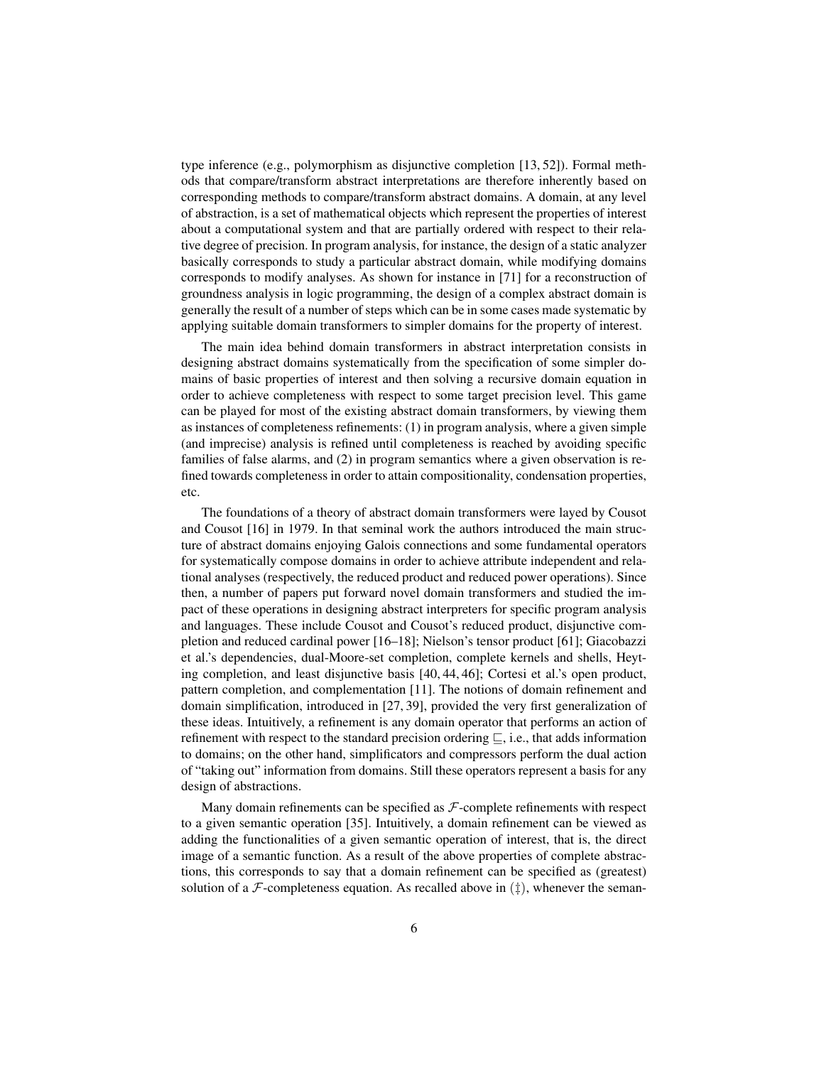type inference (e.g., polymorphism as disjunctive completion [13, 52]). Formal methods that compare/transform abstract interpretations are therefore inherently based on corresponding methods to compare/transform abstract domains. A domain, at any level of abstraction, is a set of mathematical objects which represent the properties of interest about a computational system and that are partially ordered with respect to their relative degree of precision. In program analysis, for instance, the design of a static analyzer basically corresponds to study a particular abstract domain, while modifying domains corresponds to modify analyses. As shown for instance in [71] for a reconstruction of groundness analysis in logic programming, the design of a complex abstract domain is generally the result of a number of steps which can be in some cases made systematic by applying suitable domain transformers to simpler domains for the property of interest.

The main idea behind domain transformers in abstract interpretation consists in designing abstract domains systematically from the specification of some simpler domains of basic properties of interest and then solving a recursive domain equation in order to achieve completeness with respect to some target precision level. This game can be played for most of the existing abstract domain transformers, by viewing them as instances of completeness refinements: (1) in program analysis, where a given simple (and imprecise) analysis is refined until completeness is reached by avoiding specific families of false alarms, and (2) in program semantics where a given observation is refined towards completeness in order to attain compositionality, condensation properties, etc.

The foundations of a theory of abstract domain transformers were layed by Cousot and Cousot [16] in 1979. In that seminal work the authors introduced the main structure of abstract domains enjoying Galois connections and some fundamental operators for systematically compose domains in order to achieve attribute independent and relational analyses (respectively, the reduced product and reduced power operations). Since then, a number of papers put forward novel domain transformers and studied the impact of these operations in designing abstract interpreters for specific program analysis and languages. These include Cousot and Cousot's reduced product, disjunctive completion and reduced cardinal power [16–18]; Nielson's tensor product [61]; Giacobazzi et al.'s dependencies, dual-Moore-set completion, complete kernels and shells, Heyting completion, and least disjunctive basis [40, 44, 46]; Cortesi et al.'s open product, pattern completion, and complementation [11]. The notions of domain refinement and domain simplification, introduced in [27, 39], provided the very first generalization of these ideas. Intuitively, a refinement is any domain operator that performs an action of refinement with respect to the standard precision ordering $\sqsubseteq$, i.e., that adds information to domains; on the other hand, simplificators and compressors perform the dual action of "taking out" information from domains. Still these operators represent a basis for any design of abstractions.

Many domain refinements can be specified as $\mathcal{F}$-complete refinements with respect to a given semantic operation [35]. Intuitively, a domain refinement can be viewed as adding the functionalities of a given semantic operation of interest, that is, the direct image of a semantic function. As a result of the above properties of complete abstractions, this corresponds to say that a domain refinement can be specified as (greatest) solution of a $\mathcal{F}$-completeness equation. As recalled above in (‡), whenever the seman-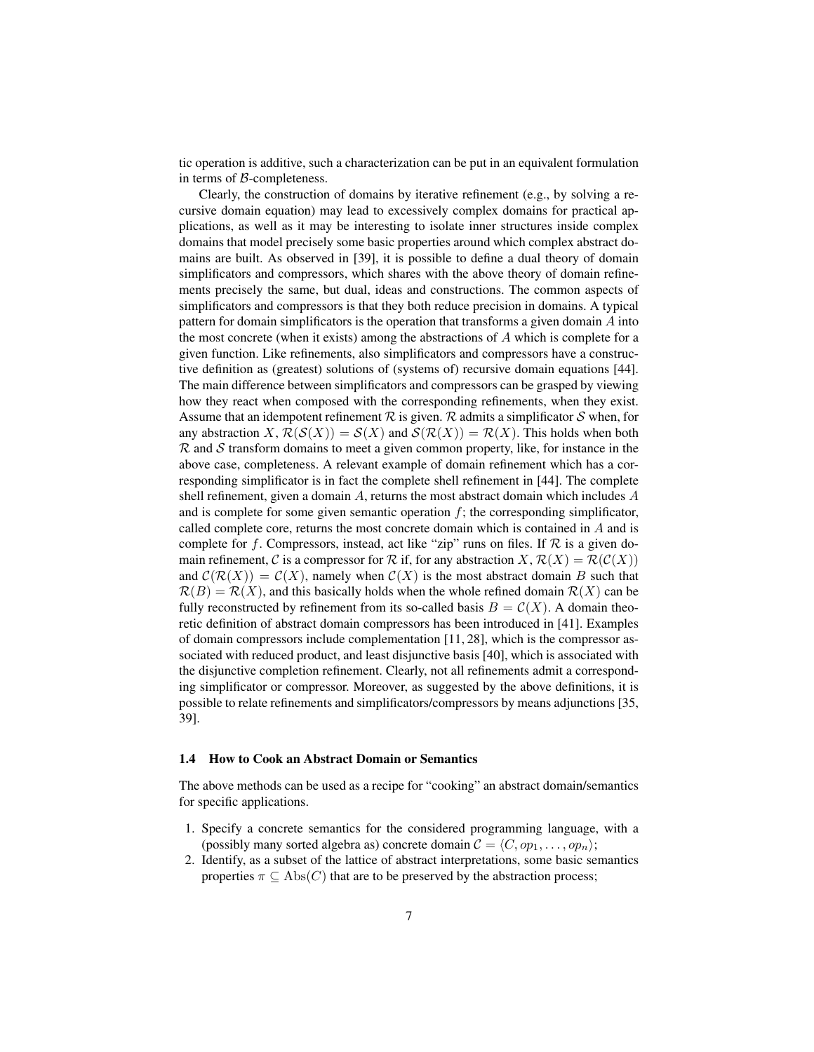tic operation is additive, such a characterization can be put in an equivalent formulation in terms of $\mathcal{B}$-completeness.

Clearly, the construction of domains by iterative refinement (e.g., by solving a recursive domain equation) may lead to excessively complex domains for practical applications, as well as it may be interesting to isolate inner structures inside complex domains that model precisely some basic properties around which complex abstract domains are built. As observed in [39], it is possible to define a dual theory of domain simplificators and compressors, which shares with the above theory of domain refinements precisely the same, but dual, ideas and constructions. The common aspects of simplificators and compressors is that they both reduce precision in domains. A typical pattern for domain simplificators is the operation that transforms a given domain $A$ into the most concrete (when it exists) among the abstractions of $A$ which is complete for a given function. Like refinements, also simplificators and compressors have a constructive definition as (greatest) solutions of (systems of) recursive domain equations [44]. The main difference between simplificators and compressors can be grasped by viewing how they react when composed with the corresponding refinements, when they exist. Assume that an idempotent refinement $\mathcal{R}$ is given. $\mathcal{R}$ admits a simplificator $\mathcal{S}$ when, for any abstraction $X$, $\mathcal{R}(\mathcal{S}(X)) = \mathcal{S}(X)$ and $\mathcal{S}(\mathcal{R}(X)) = \mathcal{R}(X)$. This holds when both $\mathcal{R}$ and $\mathcal{S}$ transform domains to meet a given common property, like, for instance in the above case, completeness. A relevant example of domain refinement which has a corresponding simplificator is in fact the complete shell refinement in [44]. The complete shell refinement, given a domain $A$, returns the most abstract domain which includes $A$ and is complete for some given semantic operation $f$; the corresponding simplificator, called complete core, returns the most concrete domain which is contained in $A$ and is complete for $f$. Compressors, instead, act like "zip" runs on files. If $\mathcal{R}$ is a given domain refinement, $\mathcal{C}$ is a compressor for $\mathcal{R}$ if, for any abstraction $X$, $\mathcal{R}(X) = \mathcal{R}(\mathcal{C}(X))$ and $\mathcal{C}(\mathcal{R}(X)) = \mathcal{C}(X)$, namely when $\mathcal{C}(X)$ is the most abstract domain $B$ such that $\mathcal{R}(B) = \mathcal{R}(X)$, and this basically holds when the whole refined domain $\mathcal{R}(X)$ can be fully reconstructed by refinement from its so-called basis $B = \mathcal{C}(X)$. A domain theoretic definition of abstract domain compressors has been introduced in [41]. Examples of domain compressors include complementation [11, 28], which is the compressor associated with reduced product, and least disjunctive basis [40], which is associated with the disjunctive completion refinement. Clearly, not all refinements admit a corresponding simplificator or compressor. Moreover, as suggested by the above definitions, it is possible to relate refinements and simplificators/compressors by means adjunctions [35, 39].

### 1.4 How to Cook an Abstract Domain or Semantics

The above methods can be used as a recipe for "cooking" an abstract domain/semantics for specific applications.

1. Specify a concrete semantics for the considered programming language, with a (possibly many sorted algebra as) concrete domain $\mathcal{C} = \langle C, op_1, \ldots, op_n \rangle$;
2. Identify, as a subset of the lattice of abstract interpretations, some basic semantics properties $\pi \subseteq \mathrm{Abs}(C)$ that are to be preserved by the abstraction process;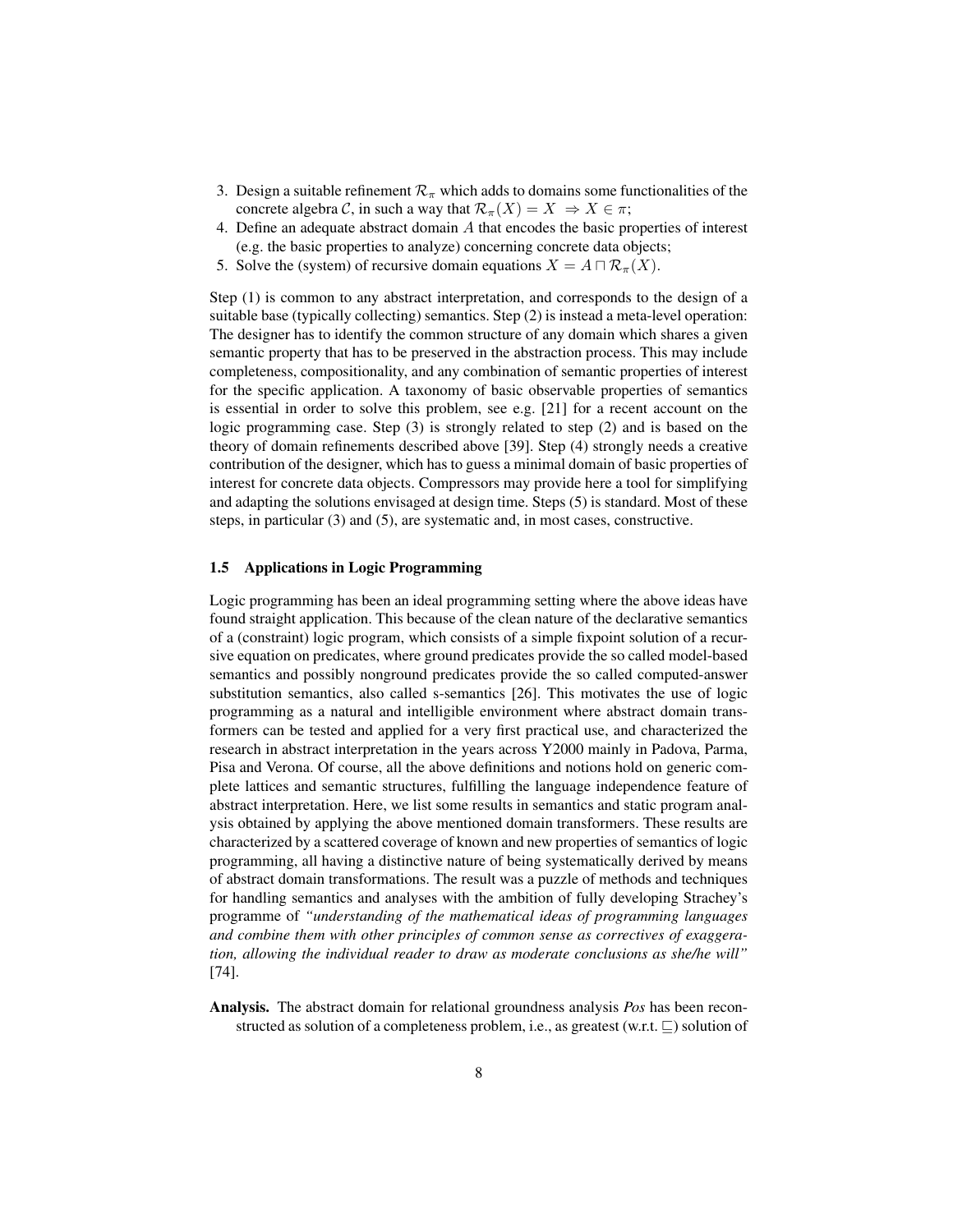3. Design a suitable refinement $\mathcal{R}_\pi$ which adds to domains some functionalities of the concrete algebra $\mathcal{C}$, in such a way that $\mathcal{R}_\pi(X) = X \Rightarrow X \in \pi$;
4. Define an adequate abstract domain $A$ that encodes the basic properties of interest (e.g. the basic properties to analyze) concerning concrete data objects;
5. Solve the (system) of recursive domain equations $X = A \sqcap \mathcal{R}_\pi(X)$.

Step (1) is common to any abstract interpretation, and corresponds to the design of a suitable base (typically collecting) semantics. Step (2) is instead a meta-level operation: The designer has to identify the common structure of any domain which shares a given semantic property that has to be preserved in the abstraction process. This may include completeness, compositionality, and any combination of semantic properties of interest for the specific application. A taxonomy of basic observable properties of semantics is essential in order to solve this problem, see e.g. [21] for a recent account on the logic programming case. Step (3) is strongly related to step (2) and is based on the theory of domain refinements described above [39]. Step (4) strongly needs a creative contribution of the designer, which has to guess a minimal domain of basic properties of interest for concrete data objects. Compressors may provide here a tool for simplifying and adapting the solutions envisaged at design time. Steps (5) is standard. Most of these steps, in particular (3) and (5), are systematic and, in most cases, constructive.

### 1.5 Applications in Logic Programming

Logic programming has been an ideal programming setting where the above ideas have found straight application. This because of the clean nature of the declarative semantics of a (constraint) logic program, which consists of a simple fixpoint solution of a recursive equation on predicates, where ground predicates provide the so called model-based semantics and possibly nonground predicates provide the so called computed-answer substitution semantics, also called s-semantics [26]. This motivates the use of logic programming as a natural and intelligible environment where abstract domain transformers can be tested and applied for a very first practical use, and characterized the research in abstract interpretation in the years across Y2000 mainly in Padova, Parma, Pisa and Verona. Of course, all the above definitions and notions hold on generic complete lattices and semantic structures, fulfilling the language independence feature of abstract interpretation. Here, we list some results in semantics and static program analysis obtained by applying the above mentioned domain transformers. These results are characterized by a scattered coverage of known and new properties of semantics of logic programming, all having a distinctive nature of being systematically derived by means of abstract domain transformations. The result was a puzzle of methods and techniques for handling semantics and analyses with the ambition of fully developing Strachey's programme of *"understanding of the mathematical ideas of programming languages and combine them with other principles of common sense as correctives of exaggeration, allowing the individual reader to draw as moderate conclusions as she/he will"* [74].

**Analysis.** The abstract domain for relational groundness analysis *Pos* has been reconstructed as solution of a completeness problem, i.e., as greatest (w.r.t. $\sqsubseteq$) solution of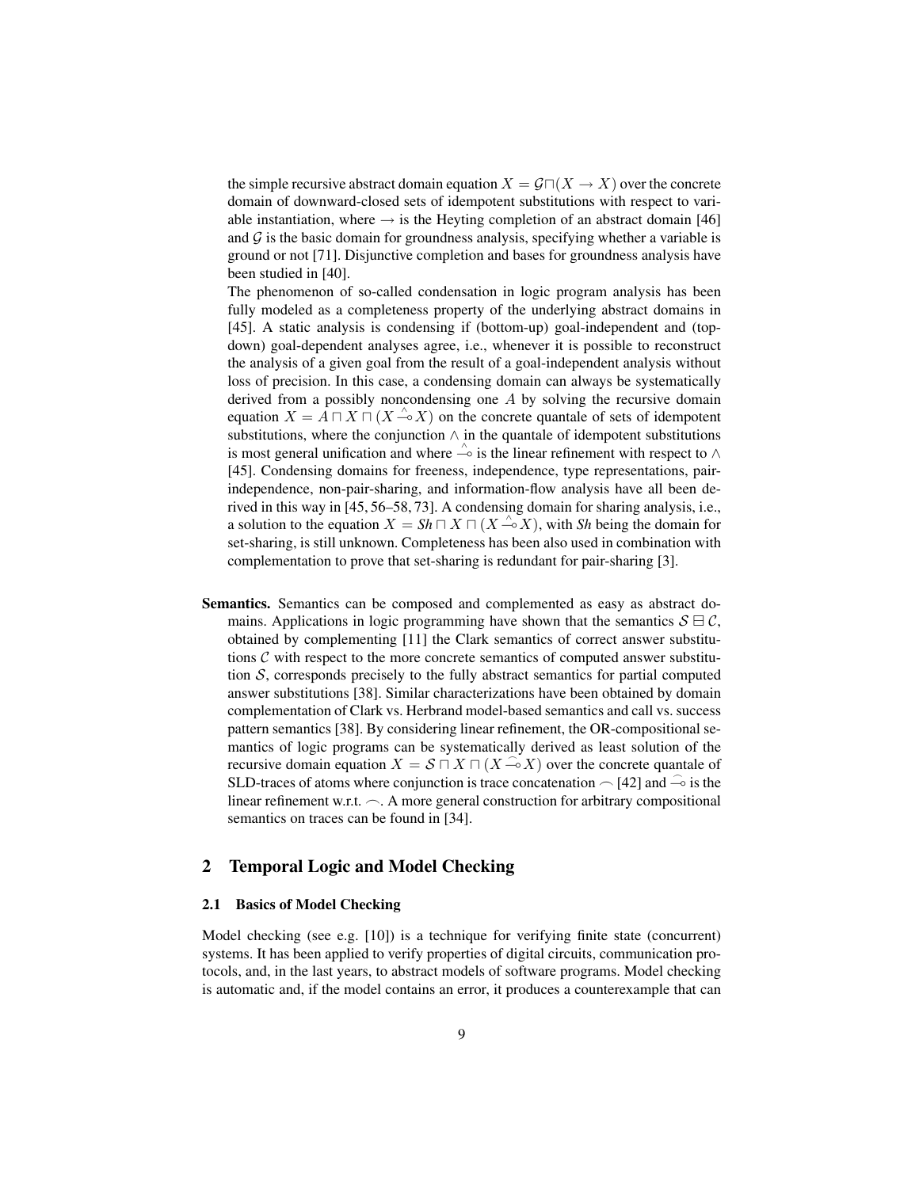the simple recursive abstract domain equation $X = \mathcal{G} \sqcap (X \to X)$ over the concrete domain of downward-closed sets of idempotent substitutions with respect to variable instantiation, where $\to$ is the Heyting completion of an abstract domain [46] and $\mathcal{G}$ is the basic domain for groundness analysis, specifying whether a variable is ground or not [71]. Disjunctive completion and bases for groundness analysis have been studied in [40].

The phenomenon of so-called condensation in logic program analysis has been fully modeled as a completeness property of the underlying abstract domains in [45]. A static analysis is condensing if (bottom-up) goal-independent and (top-down) goal-dependent analyses agree, i.e., whenever it is possible to reconstruct the analysis of a given goal from the result of a goal-independent analysis without loss of precision. In this case, a condensing domain can always be systematically derived from a possibly noncondensing one $A$ by solving the recursive domain equation $X = A \sqcap X \sqcap (X \stackrel{\wedge}{\multimap} X)$ on the concrete quantale of sets of idempotent substitutions, where the conjunction $\wedge$ in the quantale of idempotent substitutions is most general unification and where $\stackrel{\wedge}{\multimap}$ is the linear refinement with respect to $\wedge$ [45]. Condensing domains for freeness, independence, type representations, pair-independence, non-pair-sharing, and information-flow analysis have all been derived in this way in [45, 56–58, 73]. A condensing domain for sharing analysis, i.e., a solution to the equation $X = \mathit{Sh} \sqcap X \sqcap (X \stackrel{\wedge}{\multimap} X)$, with *Sh* being the domain for set-sharing, is still unknown. Completeness has been also used in combination with complementation to prove that set-sharing is redundant for pair-sharing [3].

**Semantics.** Semantics can be composed and complemented as easy as abstract domains. Applications in logic programming have shown that the semantics $\mathcal{S} \boxminus \mathcal{C}$, obtained by complementing [11] the Clark semantics of correct answer substitutions $\mathcal{C}$ with respect to the more concrete semantics of computed answer substitution $\mathcal{S}$, corresponds precisely to the fully abstract semantics for partial computed answer substitutions [38]. Similar characterizations have been obtained by domain complementation of Clark vs. Herbrand model-based semantics and call vs. success pattern semantics [38]. By considering linear refinement, the OR-compositional semantics of logic programs can be systematically derived as least solution of the recursive domain equation $X = \mathcal{S} \sqcap X \sqcap (X \stackrel{\frown}{\multimap} X)$ over the concrete quantale of SLD-traces of atoms where conjunction is trace concatenation $\frown$ [42] and $\stackrel{\frown}{\multimap}$ is the linear refinement w.r.t. $\frown$. A more general construction for arbitrary compositional semantics on traces can be found in [34].

## 2 Temporal Logic and Model Checking

### 2.1 Basics of Model Checking

Model checking (see e.g. [10]) is a technique for verifying finite state (concurrent) systems. It has been applied to verify properties of digital circuits, communication protocols, and, in the last years, to abstract models of software programs. Model checking is automatic and, if the model contains an error, it produces a counterexample that can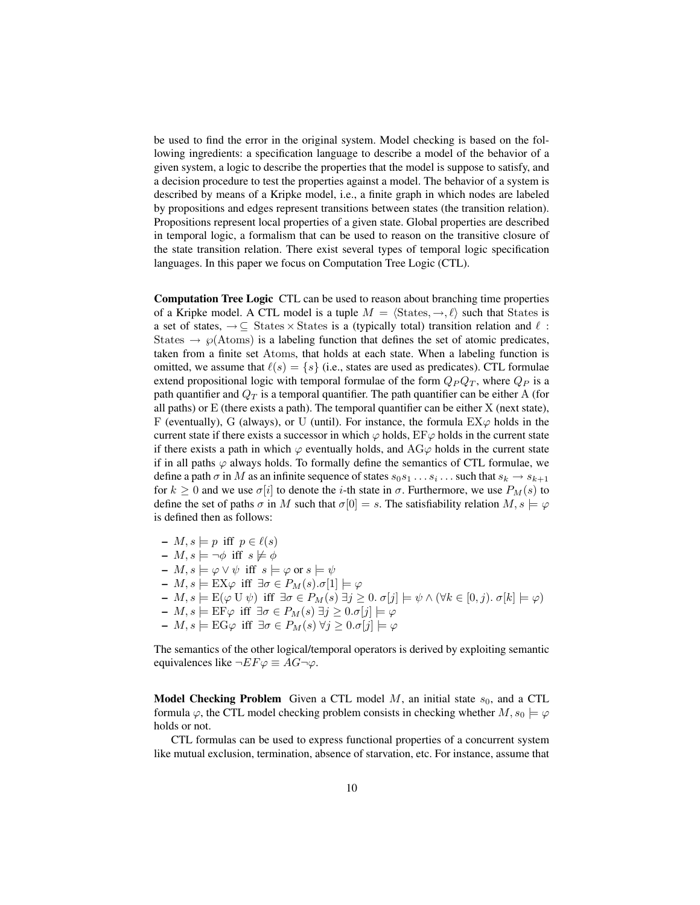be used to find the error in the original system. Model checking is based on the following ingredients: a specification language to describe a model of the behavior of a given system, a logic to describe the properties that the model is suppose to satisfy, and a decision procedure to test the properties against a model. The behavior of a system is described by means of a Kripke model, i.e., a finite graph in which nodes are labeled by propositions and edges represent transitions between states (the transition relation). Propositions represent local properties of a given state. Global properties are described in temporal logic, a formalism that can be used to reason on the transitive closure of the state transition relation. There exist several types of temporal logic specification languages. In this paper we focus on Computation Tree Logic (CTL).

**Computation Tree Logic** CTL can be used to reason about branching time properties of a Kripke model. A CTL model is a tuple $M = \langle \mathrm{States}, \rightarrow, \ell \rangle$ such that States is a set of states, $\rightarrow \subseteq \mathrm{States} \times \mathrm{States}$ is a (typically total) transition relation and $\ell : \mathrm{States} \rightarrow \wp(\mathrm{Atoms})$ is a labeling function that defines the set of atomic predicates, taken from a finite set Atoms, that holds at each state. When a labeling function is omitted, we assume that $\ell(s) = \{s\}$ (i.e., states are used as predicates). CTL formulae extend propositional logic with temporal formulae of the form $Q_P Q_T$, where $Q_P$ is a path quantifier and $Q_T$ is a temporal quantifier. The path quantifier can be either A (for all paths) or E (there exists a path). The temporal quantifier can be either X (next state), F (eventually), G (always), or U (until). For instance, the formula $\mathrm{EX}\varphi$ holds in the current state if there exists a successor in which $\varphi$ holds, $\mathrm{EF}\varphi$ holds in the current state if there exists a path in which $\varphi$ eventually holds, and $\mathrm{AG}\varphi$ holds in the current state if in all paths $\varphi$ always holds. To formally define the semantics of CTL formulae, we define a path $\sigma$ in $M$ as an infinite sequence of states $s_0 s_1 \ldots s_i \ldots$ such that $s_k \rightarrow s_{k+1}$ for $k \geq 0$ and we use $\sigma[i]$ to denote the $i$-th state in $\sigma$. Furthermore, we use $P_M(s)$ to define the set of paths $\sigma$ in $M$ such that $\sigma[0] = s$. The satisfiability relation $M, s \models \varphi$ is defined then as follows:

- $M, s \models p$ iff $p \in \ell(s)$
- $M, s \models \neg\phi$ iff $s \not\models \phi$
- $M, s \models \varphi \vee \psi$ iff $s \models \varphi$ or $s \models \psi$
- $M, s \models \mathrm{EX}\varphi$ iff $\exists \sigma \in P_M(s).\sigma[1] \models \varphi$
- $M, s \models \mathrm{E}(\varphi \,\mathrm{U}\, \psi)$ iff $\exists \sigma \in P_M(s)\, \exists j \geq 0.\ \sigma[j] \models \psi \wedge (\forall k \in [0, j).\ \sigma[k] \models \varphi)$
- $M, s \models \mathrm{EF}\varphi$ iff $\exists \sigma \in P_M(s)\, \exists j \geq 0.\sigma[j] \models \varphi$
- $M, s \models \mathrm{EG}\varphi$ iff $\exists \sigma \in P_M(s)\, \forall j \geq 0.\sigma[j] \models \varphi$

The semantics of the other logical/temporal operators is derived by exploiting semantic equivalences like $\neg EF\varphi \equiv AG\neg\varphi$.

**Model Checking Problem** Given a CTL model $M$, an initial state $s_0$, and a CTL formula $\varphi$, the CTL model checking problem consists in checking whether $M, s_0 \models \varphi$ holds or not.

CTL formulas can be used to express functional properties of a concurrent system like mutual exclusion, termination, absence of starvation, etc. For instance, assume that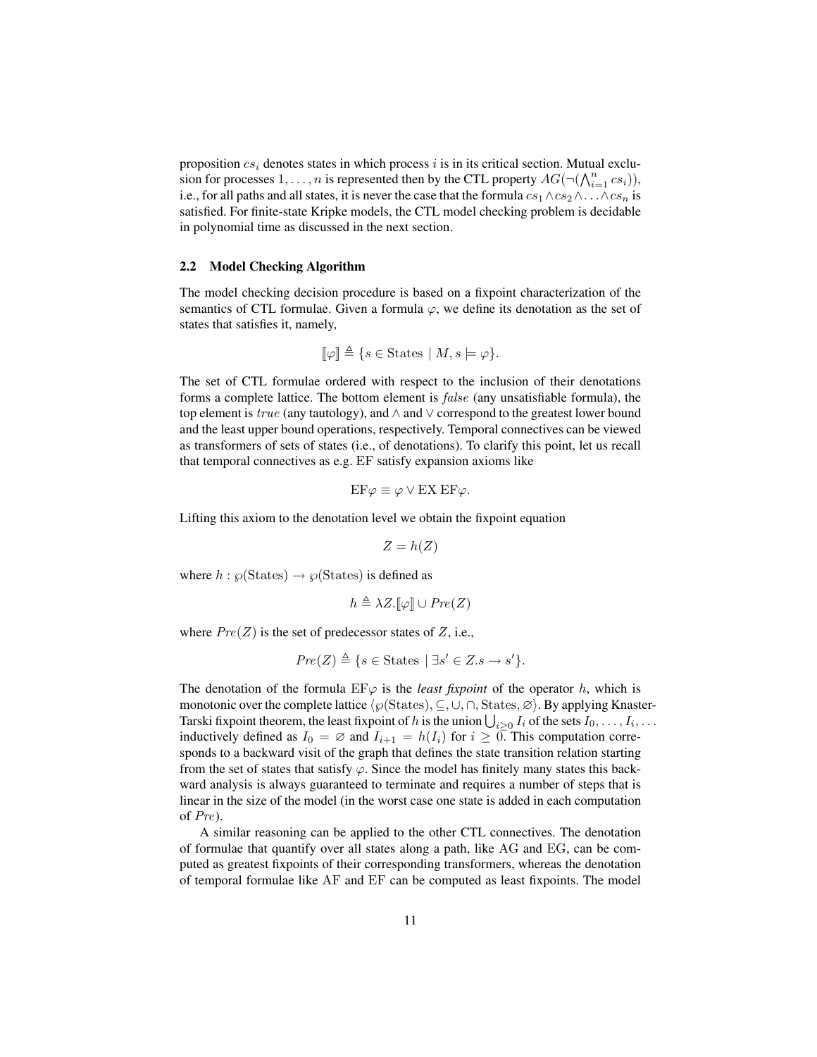proposition $cs_i$ denotes states in which process $i$ is in its critical section. Mutual exclusion for processes $1, \ldots, n$ is represented then by the CTL property $AG(\neg(\bigwedge_{i=1}^{n} cs_i))$, i.e., for all paths and all states, it is never the case that the formula $cs_1 \wedge cs_2 \wedge \ldots \wedge cs_n$ is satisfied. For finite-state Kripke models, the CTL model checking problem is decidable in polynomial time as discussed in the next section.

### 2.2 Model Checking Algorithm

The model checking decision procedure is based on a fixpoint characterization of the semantics of CTL formulae. Given a formula $\varphi$, we define its denotation as the set of states that satisfies it, namely,

$$[\![\varphi]\!] \triangleq \{s \in \text{States} \mid M, s \models \varphi\}.$$

The set of CTL formulae ordered with respect to the inclusion of their denotations forms a complete lattice. The bottom element is $false$ (any unsatisfiable formula), the top element is $true$ (any tautology), and $\wedge$ and $\vee$ correspond to the greatest lower bound and the least upper bound operations, respectively. Temporal connectives can be viewed as transformers of sets of states (i.e., of denotations). To clarify this point, let us recall that temporal connectives as e.g. EF satisfy expansion axioms like

$$\text{EF}\varphi \equiv \varphi \vee \text{EX EF}\varphi.$$

Lifting this axiom to the denotation level we obtain the fixpoint equation

$$Z = h(Z)$$

where $h : \wp(\text{States}) \rightarrow \wp(\text{States})$ is defined as

$$h \triangleq \lambda Z.[\![\varphi]\!] \cup Pre(Z)$$

where $Pre(Z)$ is the set of predecessor states of $Z$, i.e.,

$$Pre(Z) \triangleq \{s \in \text{States} \mid \exists s' \in Z. s \rightarrow s'\}.$$

The denotation of the formula EF$\varphi$ is the *least fixpoint* of the operator $h$, which is monotonic over the complete lattice $\langle \wp(\text{States}), \subseteq, \cup, \cap, \text{States}, \varnothing \rangle$. By applying Knaster-Tarski fixpoint theorem, the least fixpoint of $h$ is the union $\bigcup_{i \geq 0} I_i$ of the sets $I_0, \ldots, I_i, \ldots$ inductively defined as $I_0 = \varnothing$ and $I_{i+1} = h(I_i)$ for $i \geq 0$. This computation corresponds to a backward visit of the graph that defines the state transition relation starting from the set of states that satisfy $\varphi$. Since the model has finitely many states this backward analysis is always guaranteed to terminate and requires a number of steps that is linear in the size of the model (in the worst case one state is added in each computation of $Pre$).

A similar reasoning can be applied to the other CTL connectives. The denotation of formulae that quantify over all states along a path, like AG and EG, can be computed as greatest fixpoints of their corresponding transformers, whereas the denotation of temporal formulae like AF and EF can be computed as least fixpoints. The model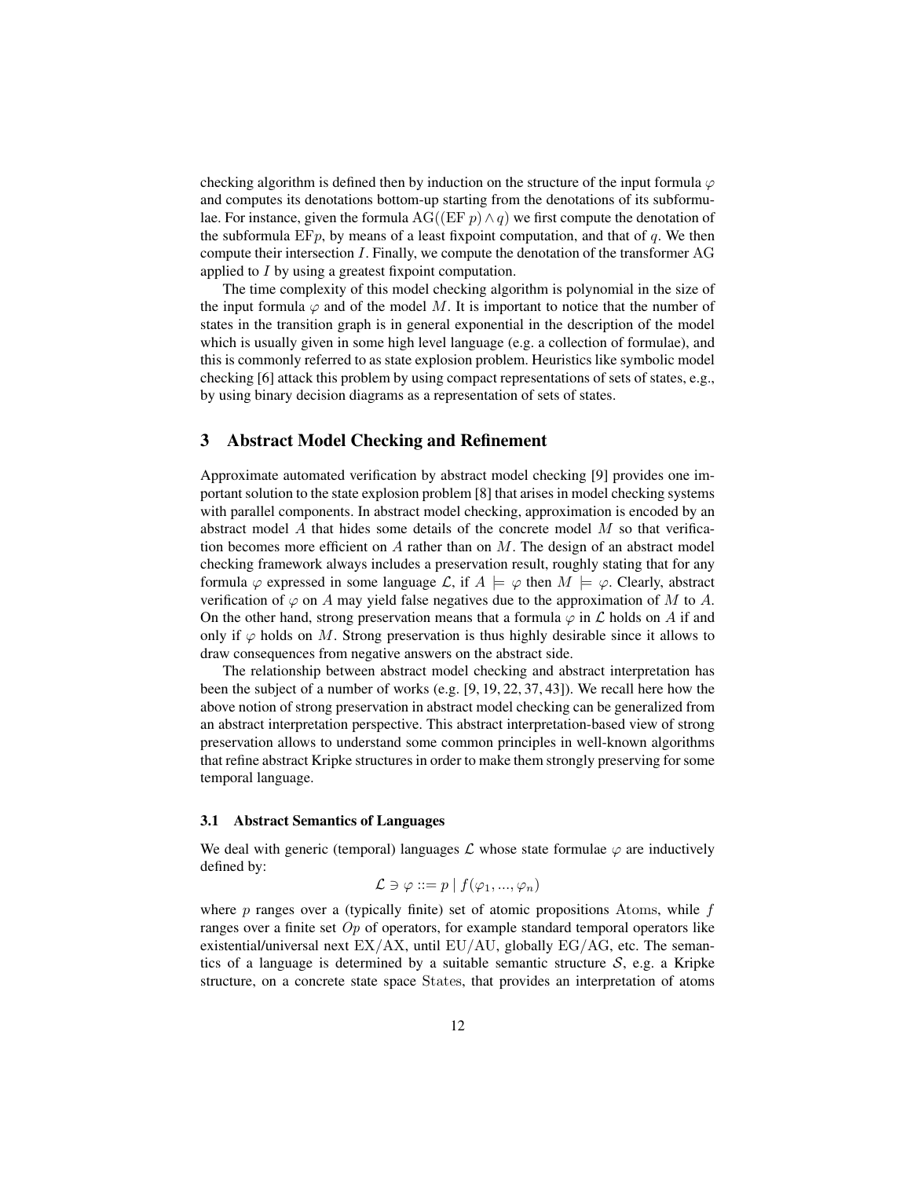checking algorithm is defined then by induction on the structure of the input formula $\varphi$ and computes its denotations bottom-up starting from the denotations of its subformulae. For instance, given the formula $\mathrm{AG}((\mathrm{EF}\ p) \wedge q)$ we first compute the denotation of the subformula $\mathrm{EF}p$, by means of a least fixpoint computation, and that of $q$. We then compute their intersection $I$. Finally, we compute the denotation of the transformer AG applied to $I$ by using a greatest fixpoint computation.

The time complexity of this model checking algorithm is polynomial in the size of the input formula $\varphi$ and of the model $M$. It is important to notice that the number of states in the transition graph is in general exponential in the description of the model which is usually given in some high level language (e.g. a collection of formulae), and this is commonly referred to as state explosion problem. Heuristics like symbolic model checking [6] attack this problem by using compact representations of sets of states, e.g., by using binary decision diagrams as a representation of sets of states.

## 3 Abstract Model Checking and Refinement

Approximate automated verification by abstract model checking [9] provides one important solution to the state explosion problem [8] that arises in model checking systems with parallel components. In abstract model checking, approximation is encoded by an abstract model $A$ that hides some details of the concrete model $M$ so that verification becomes more efficient on $A$ rather than on $M$. The design of an abstract model checking framework always includes a preservation result, roughly stating that for any formula $\varphi$ expressed in some language $\mathcal{L}$, if $A \models \varphi$ then $M \models \varphi$. Clearly, abstract verification of $\varphi$ on $A$ may yield false negatives due to the approximation of $M$ to $A$. On the other hand, strong preservation means that a formula $\varphi$ in $\mathcal{L}$ holds on $A$ if and only if $\varphi$ holds on $M$. Strong preservation is thus highly desirable since it allows to draw consequences from negative answers on the abstract side.

The relationship between abstract model checking and abstract interpretation has been the subject of a number of works (e.g. [9, 19, 22, 37, 43]). We recall here how the above notion of strong preservation in abstract model checking can be generalized from an abstract interpretation perspective. This abstract interpretation-based view of strong preservation allows to understand some common principles in well-known algorithms that refine abstract Kripke structures in order to make them strongly preserving for some temporal language.

### 3.1 Abstract Semantics of Languages

We deal with generic (temporal) languages $\mathcal{L}$ whose state formulae $\varphi$ are inductively defined by:

$$\mathcal{L} \ni \varphi ::= p \mid f(\varphi_1, ..., \varphi_n)$$

where $p$ ranges over a (typically finite) set of atomic propositions $\mathrm{Atoms}$, while $f$ ranges over a finite set $Op$ of operators, for example standard temporal operators like existential/universal next $\mathrm{EX}/\mathrm{AX}$, until $\mathrm{EU}/\mathrm{AU}$, globally $\mathrm{EG}/\mathrm{AG}$, etc. The semantics of a language is determined by a suitable semantic structure $\mathcal{S}$, e.g. a Kripke structure, on a concrete state space $\mathrm{States}$, that provides an interpretation of atoms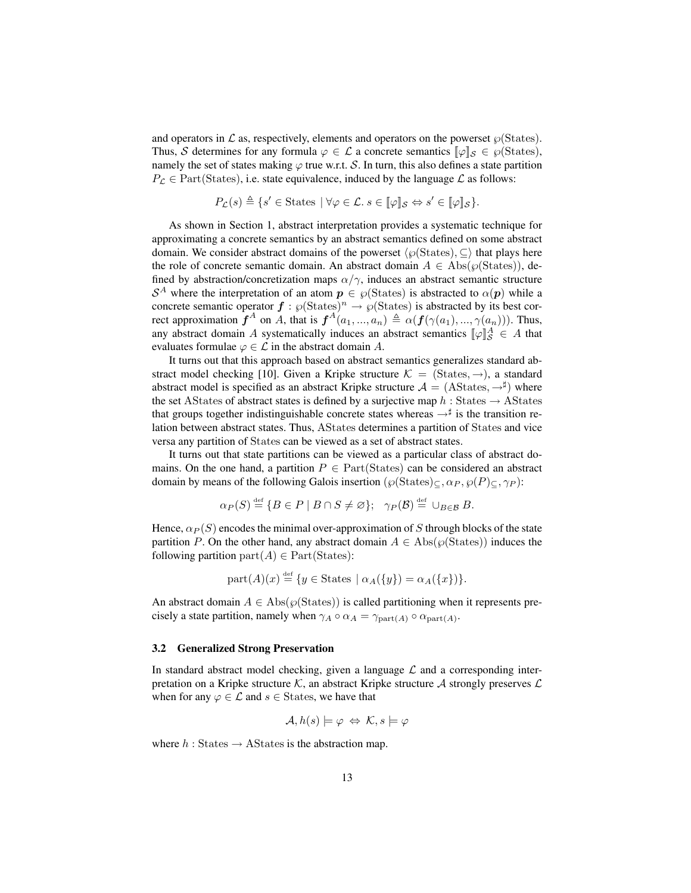and operators in $\mathcal{L}$ as, respectively, elements and operators on the powerset $\wp(\text{States})$. Thus, $\mathcal{S}$ determines for any formula $\varphi \in \mathcal{L}$ a concrete semantics $[\![\varphi]\!]_{\mathcal{S}} \in \wp(\text{States})$, namely the set of states making $\varphi$ true w.r.t. $\mathcal{S}$. In turn, this also defines a state partition $P_{\mathcal{L}} \in \text{Part}(\text{States})$, i.e. state equivalence, induced by the language $\mathcal{L}$ as follows:

$$P_{\mathcal{L}}(s) \triangleq \{s' \in \text{States} \mid \forall \varphi \in \mathcal{L}.\ s \in [\![\varphi]\!]_{\mathcal{S}} \Leftrightarrow s' \in [\![\varphi]\!]_{\mathcal{S}}\}.$$

As shown in Section 1, abstract interpretation provides a systematic technique for approximating a concrete semantics by an abstract semantics defined on some abstract domain. We consider abstract domains of the powerset $\langle \wp(\text{States}), \subseteq \rangle$ that plays here the role of concrete semantic domain. An abstract domain $A \in \text{Abs}(\wp(\text{States}))$, defined by abstraction/concretization maps $\alpha/\gamma$, induces an abstract semantic structure $\mathcal{S}^A$ where the interpretation of an atom $\boldsymbol{p} \in \wp(\text{States})$ is abstracted to $\alpha(\boldsymbol{p})$ while a concrete semantic operator $\boldsymbol{f} : \wp(\text{States})^n \rightarrow \wp(\text{States})$ is abstracted by its best correct approximation $\boldsymbol{f}^A$ on $A$, that is $\boldsymbol{f}^A(a_1, ..., a_n) \triangleq \alpha(\boldsymbol{f}(\gamma(a_1), ..., \gamma(a_n)))$. Thus, any abstract domain $A$ systematically induces an abstract semantics $[\![\varphi]\!]^A_{\mathcal{S}} \in A$ that evaluates formulae $\varphi \in \mathcal{L}$ in the abstract domain $A$.

It turns out that this approach based on abstract semantics generalizes standard abstract model checking [10]. Given a Kripke structure $\mathcal{K} = (\text{States}, \rightarrow)$, a standard abstract model is specified as an abstract Kripke structure $\mathcal{A} = (\text{AStates}, \rightarrow^{\sharp})$ where the set AStates of abstract states is defined by a surjective map $h : \text{States} \rightarrow \text{AStates}$ that groups together indistinguishable concrete states whereas $\rightarrow^{\sharp}$ is the transition relation between abstract states. Thus, AStates determines a partition of States and vice versa any partition of States can be viewed as a set of abstract states.

It turns out that state partitions can be viewed as a particular class of abstract domains. On the one hand, a partition $P \in \text{Part}(\text{States})$ can be considered an abstract domain by means of the following Galois insertion $(\wp(\text{States})_{\subseteq}, \alpha_P, \wp(P)_{\subseteq}, \gamma_P)$:

$$\alpha_P(S) \stackrel{\text{def}}{=} \{B \in P \mid B \cap S \neq \varnothing\}; \quad \gamma_P(\mathcal{B}) \stackrel{\text{def}}{=} \cup_{B \in \mathcal{B}} B.$$

Hence, $\alpha_P(S)$ encodes the minimal over-approximation of $S$ through blocks of the state partition $P$. On the other hand, any abstract domain $A \in \text{Abs}(\wp(\text{States}))$ induces the following partition $\text{part}(A) \in \text{Part}(\text{States})$:

$$\text{part}(A)(x) \stackrel{\text{def}}{=} \{y \in \text{States} \mid \alpha_A(\{y\}) = \alpha_A(\{x\})\}.$$

An abstract domain $A \in \text{Abs}(\wp(\text{States}))$ is called partitioning when it represents precisely a state partition, namely when $\gamma_A \circ \alpha_A = \gamma_{\text{part}(A)} \circ \alpha_{\text{part}(A)}$.

### 3.2 Generalized Strong Preservation

In standard abstract model checking, given a language $\mathcal{L}$ and a corresponding interpretation on a Kripke structure $\mathcal{K}$, an abstract Kripke structure $\mathcal{A}$ strongly preserves $\mathcal{L}$ when for any $\varphi \in \mathcal{L}$ and $s \in \text{States}$, we have that

$$\mathcal{A}, h(s) \models \varphi \Leftrightarrow \mathcal{K}, s \models \varphi$$

where $h : \text{States} \rightarrow \text{AStates}$ is the abstraction map.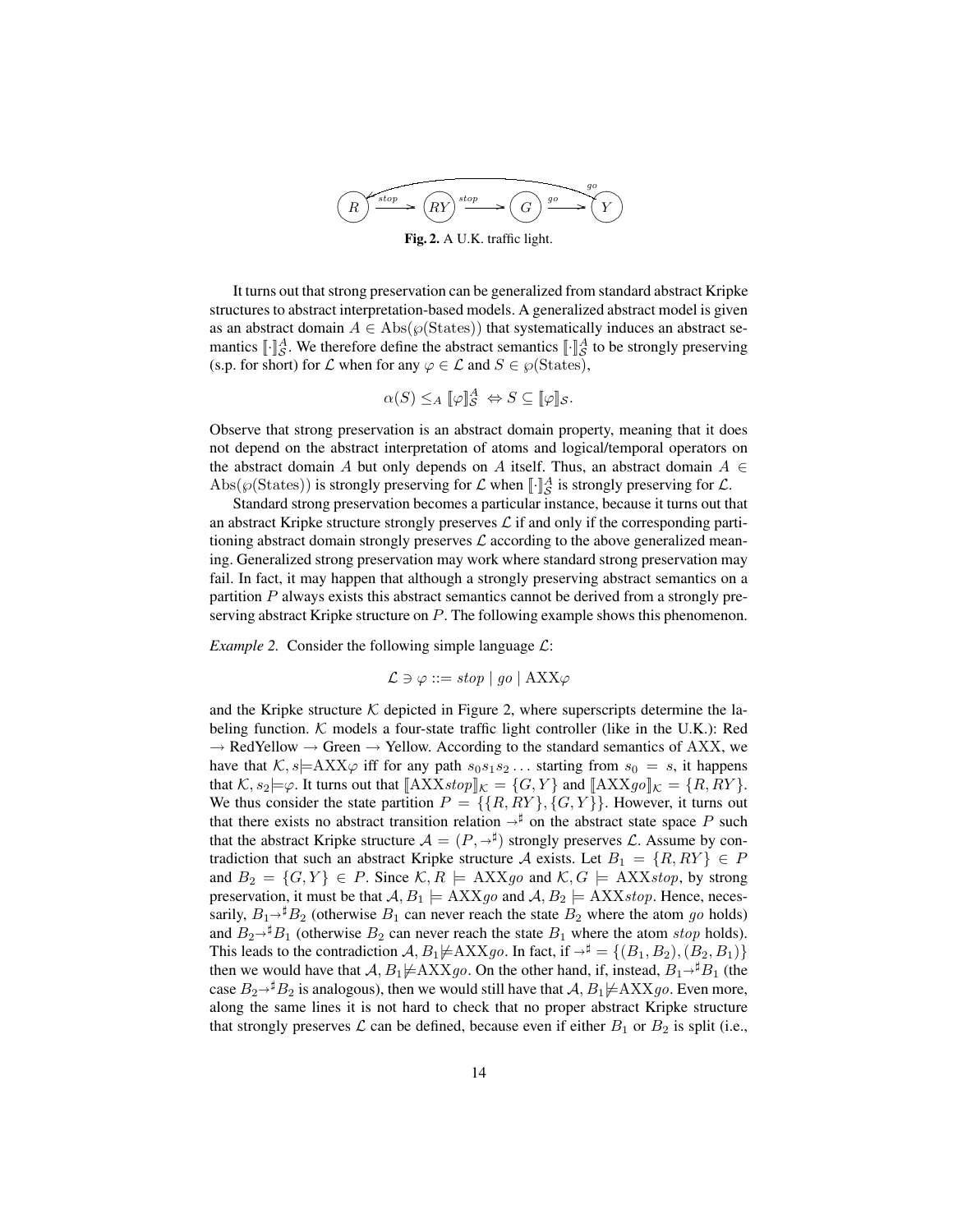Fig. 2. A U.K. traffic light.

It turns out that strong preservation can be generalized from standard abstract Kripke structures to abstract interpretation-based models. A generalized abstract model is given as an abstract domain $A \in \mathrm{Abs}(\wp(\mathrm{States}))$ that systematically induces an abstract semantics $[\![\cdot]\!]^A_{\mathcal{S}}$. We therefore define the abstract semantics $[\![\cdot]\!]^A_{\mathcal{S}}$ to be strongly preserving (s.p. for short) for $\mathcal{L}$ when for any $\varphi \in \mathcal{L}$ and $S \in \wp(\mathrm{States})$,

$$\alpha(S) \leq_A [\![\varphi]\!]^A_{\mathcal{S}} \Leftrightarrow S \subseteq [\![\varphi]\!]_{\mathcal{S}}.$$

Observe that strong preservation is an abstract domain property, meaning that it does not depend on the abstract interpretation of atoms and logical/temporal operators on the abstract domain $A$ but only depends on $A$ itself. Thus, an abstract domain $A \in \mathrm{Abs}(\wp(\mathrm{States}))$ is strongly preserving for $\mathcal{L}$ when $[\![\cdot]\!]^A_{\mathcal{S}}$ is strongly preserving for $\mathcal{L}$.

Standard strong preservation becomes a particular instance, because it turns out that an abstract Kripke structure strongly preserves $\mathcal{L}$ if and only if the corresponding partitioning abstract domain strongly preserves $\mathcal{L}$ according to the above generalized meaning. Generalized strong preservation may work where standard strong preservation may fail. In fact, it may happen that although a strongly preserving abstract semantics on a partition $P$ always exists this abstract semantics cannot be derived from a strongly preserving abstract Kripke structure on $P$. The following example shows this phenomenon.

*Example 2.* Consider the following simple language $\mathcal{L}$:

$$\mathcal{L} \ni \varphi ::= stop \mid go \mid \mathrm{AXX}\varphi$$

and the Kripke structure $\mathcal{K}$ depicted in Figure 2, where superscripts determine the labeling function. $\mathcal{K}$ models a four-state traffic light controller (like in the U.K.): Red $\rightarrow$ RedYellow $\rightarrow$ Green $\rightarrow$ Yellow. According to the standard semantics of AXX, we have that $\mathcal{K}, s \models \mathrm{AXX}\varphi$ iff for any path $s_0 s_1 s_2 \ldots$ starting from $s_0 = s$, it happens that $\mathcal{K}, s_2 \models \varphi$. It turns out that $[\![\mathrm{AXX}stop]\!]_{\mathcal{K}} = \{G, Y\}$ and $[\![\mathrm{AXX}go]\!]_{\mathcal{K}} = \{R, RY\}$. We thus consider the state partition $P = \{\{R, RY\}, \{G, Y\}\}$. However, it turns out that there exists no abstract transition relation $\rightarrow^\sharp$ on the abstract state space $P$ such that the abstract Kripke structure $\mathcal{A} = (P, \rightarrow^\sharp)$ strongly preserves $\mathcal{L}$. Assume by contradiction that such an abstract Kripke structure $\mathcal{A}$ exists. Let $B_1 = \{R, RY\} \in P$ and $B_2 = \{G, Y\} \in P$. Since $\mathcal{K}, R \models \mathrm{AXX}go$ and $\mathcal{K}, G \models \mathrm{AXX}stop$, by strong preservation, it must be that $\mathcal{A}, B_1 \models \mathrm{AXX}go$ and $\mathcal{A}, B_2 \models \mathrm{AXX}stop$. Hence, necessarily, $B_1 \rightarrow^\sharp B_2$ (otherwise $B_1$ can never reach the state $B_2$ where the atom $go$ holds) and $B_2 \rightarrow^\sharp B_1$ (otherwise $B_2$ can never reach the state $B_1$ where the atom $stop$ holds). This leads to the contradiction $\mathcal{A}, B_1 \not\models \mathrm{AXX}go$. In fact, if $\rightarrow^\sharp = \{(B_1, B_2), (B_2, B_1)\}$ then we would have that $\mathcal{A}, B_1 \not\models \mathrm{AXX}go$. On the other hand, if, instead, $B_1 \rightarrow^\sharp B_1$ (the case $B_2 \rightarrow^\sharp B_2$ is analogous), then we would still have that $\mathcal{A}, B_1 \not\models \mathrm{AXX}go$. Even more, along the same lines it is not hard to check that no proper abstract Kripke structure that strongly preserves $\mathcal{L}$ can be defined, because even if either $B_1$ or $B_2$ is split (i.e.,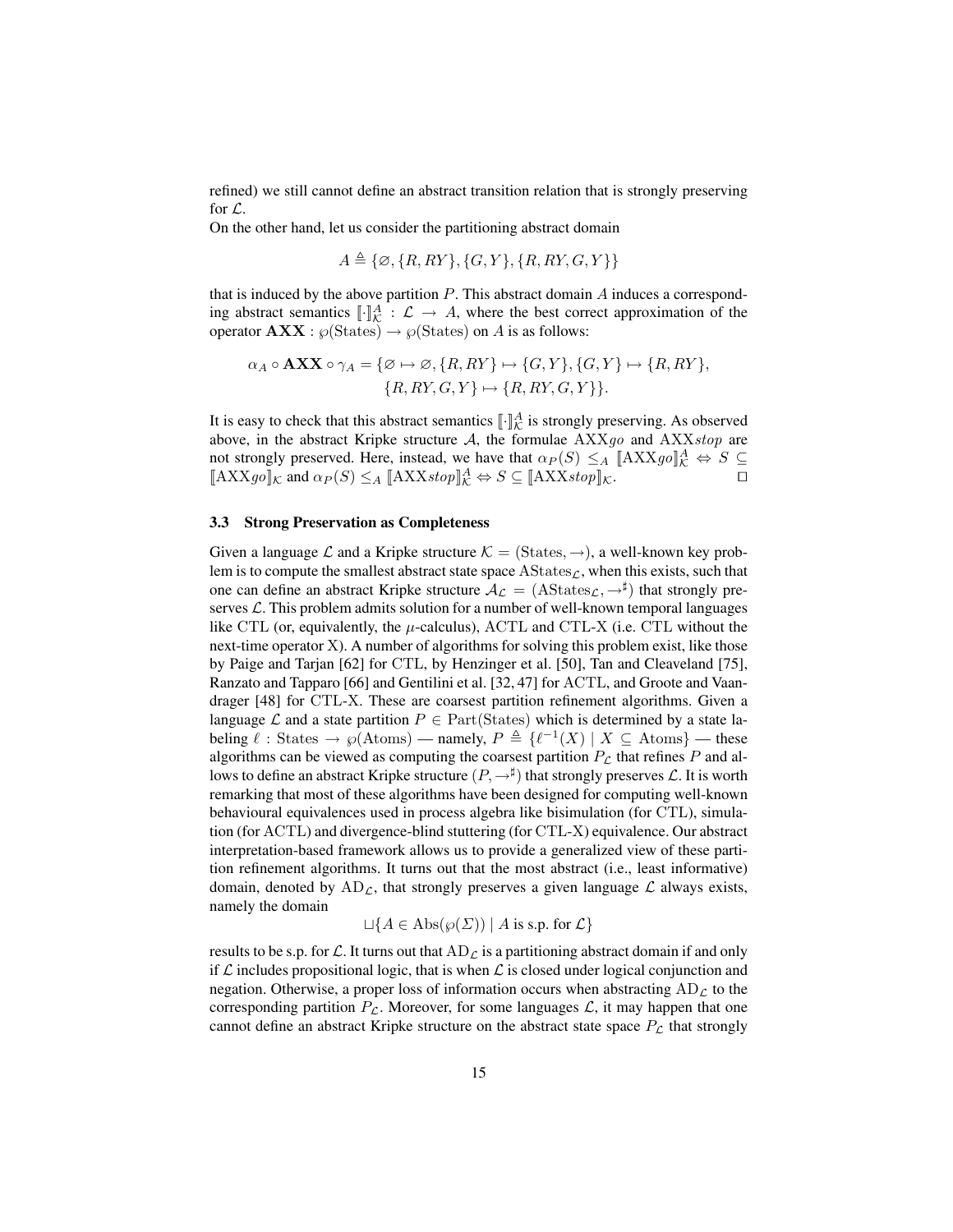refined) we still cannot define an abstract transition relation that is strongly preserving for $\mathcal{L}$.

On the other hand, let us consider the partitioning abstract domain

$$A \triangleq \{\varnothing, \{R, RY\}, \{G, Y\}, \{R, RY, G, Y\}\}$$

that is induced by the above partition $P$. This abstract domain $A$ induces a corresponding abstract semantics $[\![\cdot]\!]^A_{\mathcal{K}} : \mathcal{L} \to A$, where the best correct approximation of the operator $\mathbf{AXX} : \wp(\text{States}) \to \wp(\text{States})$ on $A$ is as follows:

$$\alpha_A \circ \mathbf{AXX} \circ \gamma_A = \{\varnothing \mapsto \varnothing, \{R, RY\} \mapsto \{G, Y\}, \{G, Y\} \mapsto \{R, RY\}, \\ \{R, RY, G, Y\} \mapsto \{R, RY, G, Y\}\}.$$

It is easy to check that this abstract semantics $[\![\cdot]\!]^A_{\mathcal{K}}$ is strongly preserving. As observed above, in the abstract Kripke structure $\mathcal{A}$, the formulae $\text{AXX}go$ and $\text{AXX}stop$ are not strongly preserved. Here, instead, we have that $\alpha_P(S) \leq_A [\![\text{AXX}go]\!]^A_{\mathcal{K}} \Leftrightarrow S \subseteq [\![\text{AXX}go]\!]_{\mathcal{K}}$ and $\alpha_P(S) \leq_A [\![\text{AXX}stop]\!]^A_{\mathcal{K}} \Leftrightarrow S \subseteq [\![\text{AXX}stop]\!]_{\mathcal{K}}$. ☐

### 3.3 Strong Preservation as Completeness

Given a language $\mathcal{L}$ and a Kripke structure $\mathcal{K} = (\text{States}, \to)$, a well-known key problem is to compute the smallest abstract state space $\text{AStates}_{\mathcal{L}}$, when this exists, such that one can define an abstract Kripke structure $\mathcal{A}_{\mathcal{L}} = (\text{AStates}_{\mathcal{L}}, \to^{\sharp})$ that strongly preserves $\mathcal{L}$. This problem admits solution for a number of well-known temporal languages like CTL (or, equivalently, the $\mu$-calculus), ACTL and CTL-X (i.e. CTL without the next-time operator X). A number of algorithms for solving this problem exist, like those by Paige and Tarjan [62] for CTL, by Henzinger et al. [50], Tan and Cleaveland [75], Ranzato and Tapparo [66] and Gentilini et al. [32, 47] for ACTL, and Groote and Vaandrager [48] for CTL-X. These are coarsest partition refinement algorithms. Given a language $\mathcal{L}$ and a state partition $P \in \text{Part}(\text{States})$ which is determined by a state labeling $\ell : \text{States} \to \wp(\text{Atoms})$ — namely, $P \triangleq \{\ell^{-1}(X) \mid X \subseteq \text{Atoms}\}$ — these algorithms can be viewed as computing the coarsest partition $P_{\mathcal{L}}$ that refines $P$ and allows to define an abstract Kripke structure $(P, \to^{\sharp})$ that strongly preserves $\mathcal{L}$. It is worth remarking that most of these algorithms have been designed for computing well-known behavioural equivalences used in process algebra like bisimulation (for CTL), simulation (for ACTL) and divergence-blind stuttering (for CTL-X) equivalence. Our abstract interpretation-based framework allows us to provide a generalized view of these partition refinement algorithms. It turns out that the most abstract (i.e., least informative) domain, denoted by $\text{AD}_{\mathcal{L}}$, that strongly preserves a given language $\mathcal{L}$ always exists, namely the domain

$$\sqcup\{A \in \text{Abs}(\wp(\Sigma)) \mid A \text{ is s.p. for } \mathcal{L}\}$$

results to be s.p. for $\mathcal{L}$. It turns out that $\text{AD}_{\mathcal{L}}$ is a partitioning abstract domain if and only if $\mathcal{L}$ includes propositional logic, that is when $\mathcal{L}$ is closed under logical conjunction and negation. Otherwise, a proper loss of information occurs when abstracting $\text{AD}_{\mathcal{L}}$ to the corresponding partition $P_{\mathcal{L}}$. Moreover, for some languages $\mathcal{L}$, it may happen that one cannot define an abstract Kripke structure on the abstract state space $P_{\mathcal{L}}$ that strongly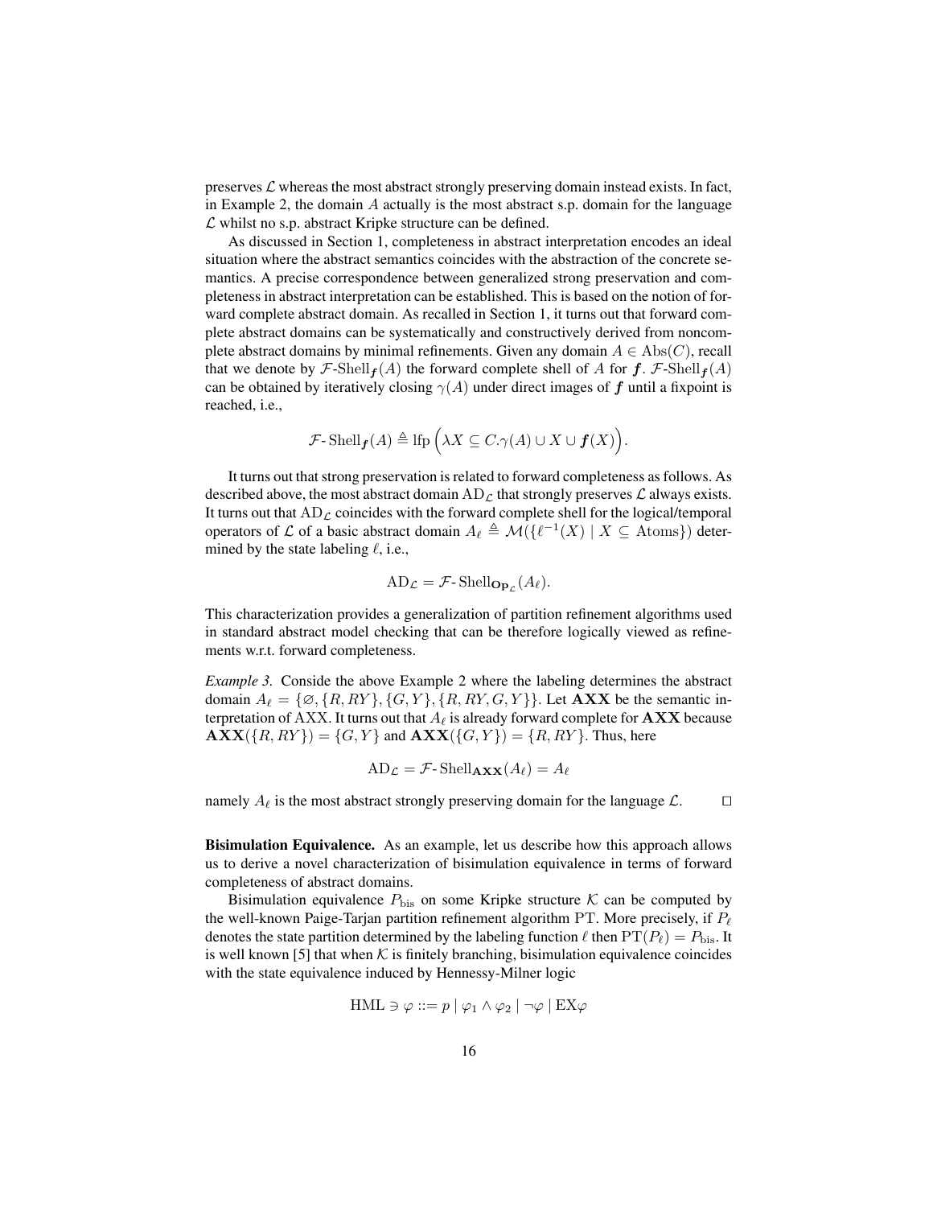preserves $\mathcal{L}$ whereas the most abstract strongly preserving domain instead exists. In fact, in Example 2, the domain $A$ actually is the most abstract s.p. domain for the language $\mathcal{L}$ whilst no s.p. abstract Kripke structure can be defined.

As discussed in Section 1, completeness in abstract interpretation encodes an ideal situation where the abstract semantics coincides with the abstraction of the concrete semantics. A precise correspondence between generalized strong preservation and completeness in abstract interpretation can be established. This is based on the notion of forward complete abstract domain. As recalled in Section 1, it turns out that forward complete abstract domains can be systematically and constructively derived from noncomplete abstract domains by minimal refinements. Given any domain $A \in \mathrm{Abs}(C)$, recall that we denote by $\mathcal{F}\text{-Shell}_{\boldsymbol{f}}(A)$ the forward complete shell of $A$ for $\boldsymbol{f}$. $\mathcal{F}\text{-Shell}_{\boldsymbol{f}}(A)$ can be obtained by iteratively closing $\gamma(A)$ under direct images of $\boldsymbol{f}$ until a fixpoint is reached, i.e.,

$$\mathcal{F}\text{-}\mathrm{Shell}_{\boldsymbol{f}}(A) \triangleq \mathrm{lfp}\Big(\lambda X \subseteq C.\gamma(A) \cup X \cup \boldsymbol{f}(X)\Big).$$

It turns out that strong preservation is related to forward completeness as follows. As described above, the most abstract domain $\mathrm{AD}_{\mathcal{L}}$ that strongly preserves $\mathcal{L}$ always exists. It turns out that $\mathrm{AD}_{\mathcal{L}}$ coincides with the forward complete shell for the logical/temporal operators of $\mathcal{L}$ of a basic abstract domain $A_\ell \triangleq \mathcal{M}(\{\ell^{-1}(X) \mid X \subseteq \mathrm{Atoms}\})$ determined by the state labeling $\ell$, i.e.,

$$\mathrm{AD}_{\mathcal{L}} = \mathcal{F}\text{-}\mathrm{Shell}_{\mathbf{Op}_{\mathcal{L}}}(A_\ell).$$

This characterization provides a generalization of partition refinement algorithms used in standard abstract model checking that can be therefore logically viewed as refinements w.r.t. forward completeness.

*Example 3.* Conside the above Example 2 where the labeling determines the abstract domain $A_\ell = \{\varnothing, \{R, RY\}, \{G, Y\}, \{R, RY, G, Y\}\}$. Let $\mathbf{AXX}$ be the semantic interpretation of AXX. It turns out that $A_\ell$ is already forward complete for $\mathbf{AXX}$ because $\mathbf{AXX}(\{R, RY\}) = \{G, Y\}$ and $\mathbf{AXX}(\{G, Y\}) = \{R, RY\}$. Thus, here

$$\mathrm{AD}_{\mathcal{L}} = \mathcal{F}\text{-}\mathrm{Shell}_{\mathbf{AXX}}(A_\ell) = A_\ell$$

namely $A_\ell$ is the most abstract strongly preserving domain for the language $\mathcal{L}$. □

**Bisimulation Equivalence.** As an example, let us describe how this approach allows us to derive a novel characterization of bisimulation equivalence in terms of forward completeness of abstract domains.

Bisimulation equivalence $P_{\mathrm{bis}}$ on some Kripke structure $\mathcal{K}$ can be computed by the well-known Paige-Tarjan partition refinement algorithm PT. More precisely, if $P_\ell$ denotes the state partition determined by the labeling function $\ell$ then $\mathrm{PT}(P_\ell) = P_{\mathrm{bis}}$. It is well known [5] that when $\mathcal{K}$ is finitely branching, bisimulation equivalence coincides with the state equivalence induced by Hennessy-Milner logic

$$\mathrm{HML} \ni \varphi ::= p \mid \varphi_1 \wedge \varphi_2 \mid \neg\varphi \mid \mathrm{EX}\varphi$$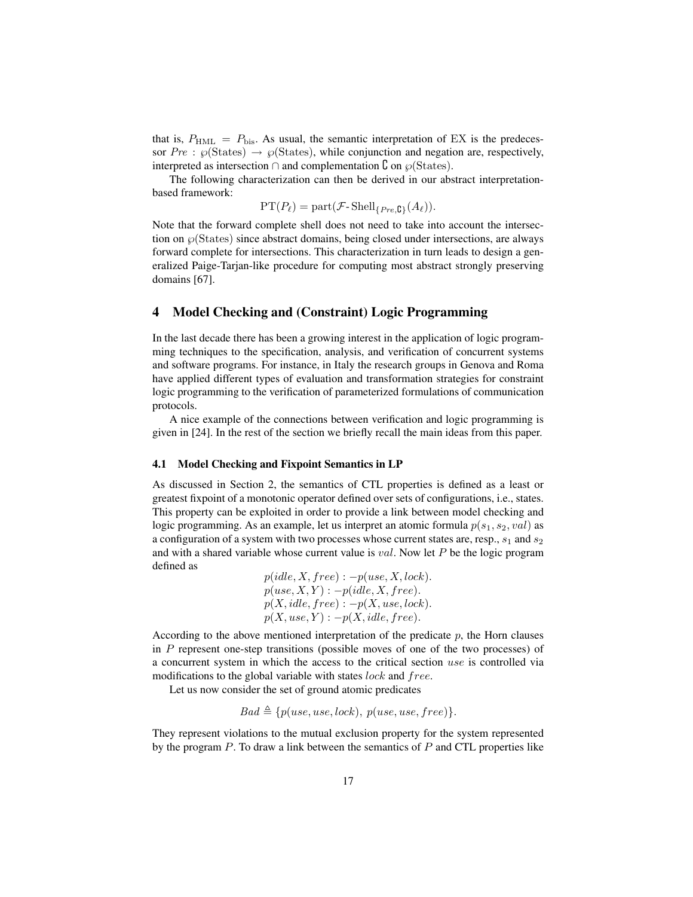that is, $P_{\text{HML}} = P_{\text{bis}}$. As usual, the semantic interpretation of EX is the predecessor $Pre : \wp(\text{States}) \to \wp(\text{States})$, while conjunction and negation are, respectively, interpreted as intersection $\cap$ and complementation $\complement$ on $\wp(\text{States})$.

The following characterization can then be derived in our abstract interpretation-based framework:

$$\text{PT}(P_\ell) = \text{part}(\mathcal{F}\text{-}\operatorname{Shell}_{\{Pre, \complement\}}(A_\ell)).$$

Note that the forward complete shell does not need to take into account the intersection on $\wp(\text{States})$ since abstract domains, being closed under intersections, are always forward complete for intersections. This characterization in turn leads to design a generalized Paige-Tarjan-like procedure for computing most abstract strongly preserving domains [67].

## 4 Model Checking and (Constraint) Logic Programming

In the last decade there has been a growing interest in the application of logic programming techniques to the specification, analysis, and verification of concurrent systems and software programs. For instance, in Italy the research groups in Genova and Roma have applied different types of evaluation and transformation strategies for constraint logic programming to the verification of parameterized formulations of communication protocols.

A nice example of the connections between verification and logic programming is given in [24]. In the rest of the section we briefly recall the main ideas from this paper.

### 4.1 Model Checking and Fixpoint Semantics in LP

As discussed in Section 2, the semantics of CTL properties is defined as a least or greatest fixpoint of a monotonic operator defined over sets of configurations, i.e., states. This property can be exploited in order to provide a link between model checking and logic programming. As an example, let us interpret an atomic formula $p(s_1, s_2, val)$ as a configuration of a system with two processes whose current states are, resp., $s_1$ and $s_2$ and with a shared variable whose current value is $val$. Now let $P$ be the logic program defined as

$$\begin{array}{l} p(idle, X, free) : -p(use, X, lock). \\ p(use, X, Y) : -p(idle, X, free). \\ p(X, idle, free) : -p(X, use, lock). \\ p(X, use, Y) : -p(X, idle, free). \end{array}$$

According to the above mentioned interpretation of the predicate $p$, the Horn clauses in $P$ represent one-step transitions (possible moves of one of the two processes) of a concurrent system in which the access to the critical section $use$ is controlled via modifications to the global variable with states $lock$ and $free$.

Let us now consider the set of ground atomic predicates

$$Bad \triangleq \{p(use, use, lock),\ p(use, use, free)\}.$$

They represent violations to the mutual exclusion property for the system represented by the program $P$. To draw a link between the semantics of $P$ and CTL properties like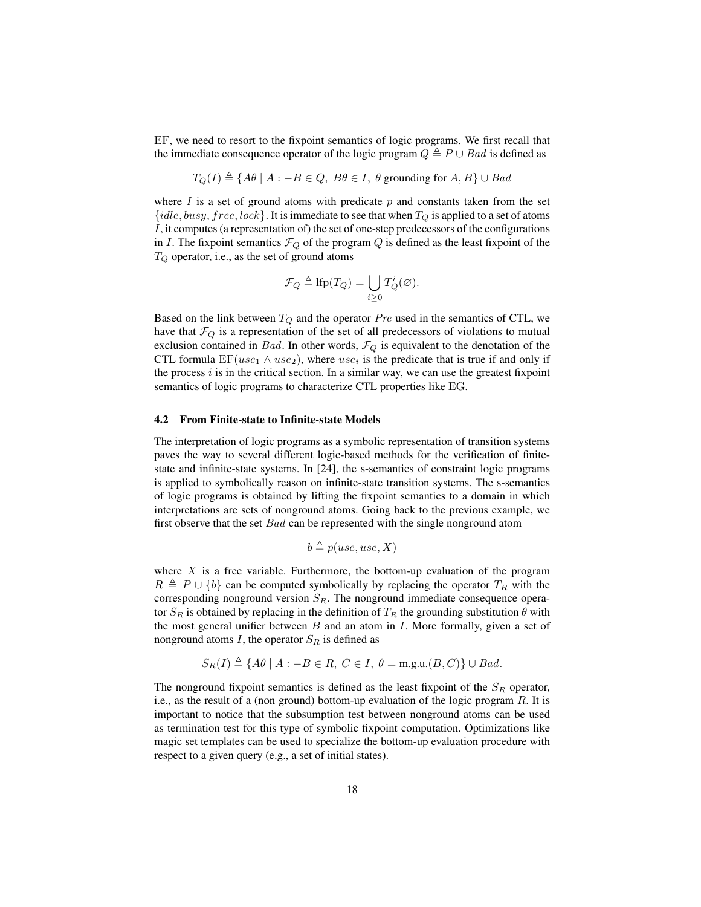EF, we need to resort to the fixpoint semantics of logic programs. We first recall that the immediate consequence operator of the logic program $Q \triangleq P \cup Bad$ is defined as

$$T_Q(I) \triangleq \{A\theta \mid A : -B \in Q,\ B\theta \in I,\ \theta \text{ grounding for } A, B\} \cup Bad$$

where $I$ is a set of ground atoms with predicate $p$ and constants taken from the set $\{idle, busy, free, lock\}$. It is immediate to see that when $T_Q$ is applied to a set of atoms $I$, it computes (a representation of) the set of one-step predecessors of the configurations in $I$. The fixpoint semantics $\mathcal{F}_Q$ of the program $Q$ is defined as the least fixpoint of the $T_Q$ operator, i.e., as the set of ground atoms

$$\mathcal{F}_Q \triangleq \text{lfp}(T_Q) = \bigcup_{i \geq 0} T_Q^i(\varnothing).$$

Based on the link between $T_Q$ and the operator $Pre$ used in the semantics of CTL, we have that $\mathcal{F}_Q$ is a representation of the set of all predecessors of violations to mutual exclusion contained in $Bad$. In other words, $\mathcal{F}_Q$ is equivalent to the denotation of the CTL formula $\text{EF}(use_1 \wedge use_2)$, where $use_i$ is the predicate that is true if and only if the process $i$ is in the critical section. In a similar way, we can use the greatest fixpoint semantics of logic programs to characterize CTL properties like EG.

### 4.2 From Finite-state to Infinite-state Models

The interpretation of logic programs as a symbolic representation of transition systems paves the way to several different logic-based methods for the verification of finite-state and infinite-state systems. In [24], the s-semantics of constraint logic programs is applied to symbolically reason on infinite-state transition systems. The s-semantics of logic programs is obtained by lifting the fixpoint semantics to a domain in which interpretations are sets of nonground atoms. Going back to the previous example, we first observe that the set $Bad$ can be represented with the single nonground atom

$$b \triangleq p(use, use, X)$$

where $X$ is a free variable. Furthermore, the bottom-up evaluation of the program $R \triangleq P \cup \{b\}$ can be computed symbolically by replacing the operator $T_R$ with the corresponding nonground version $S_R$. The nonground immediate consequence operator $S_R$ is obtained by replacing in the definition of $T_R$ the grounding substitution $\theta$ with the most general unifier between $B$ and an atom in $I$. More formally, given a set of nonground atoms $I$, the operator $S_R$ is defined as

$$S_R(I) \triangleq \{A\theta \mid A : -B \in R,\ C \in I,\ \theta = \text{m.g.u.}(B, C)\} \cup Bad.$$

The nonground fixpoint semantics is defined as the least fixpoint of the $S_R$ operator, i.e., as the result of a (non ground) bottom-up evaluation of the logic program $R$. It is important to notice that the subsumption test between nonground atoms can be used as termination test for this type of symbolic fixpoint computation. Optimizations like magic set templates can be used to specialize the bottom-up evaluation procedure with respect to a given query (e.g., a set of initial states).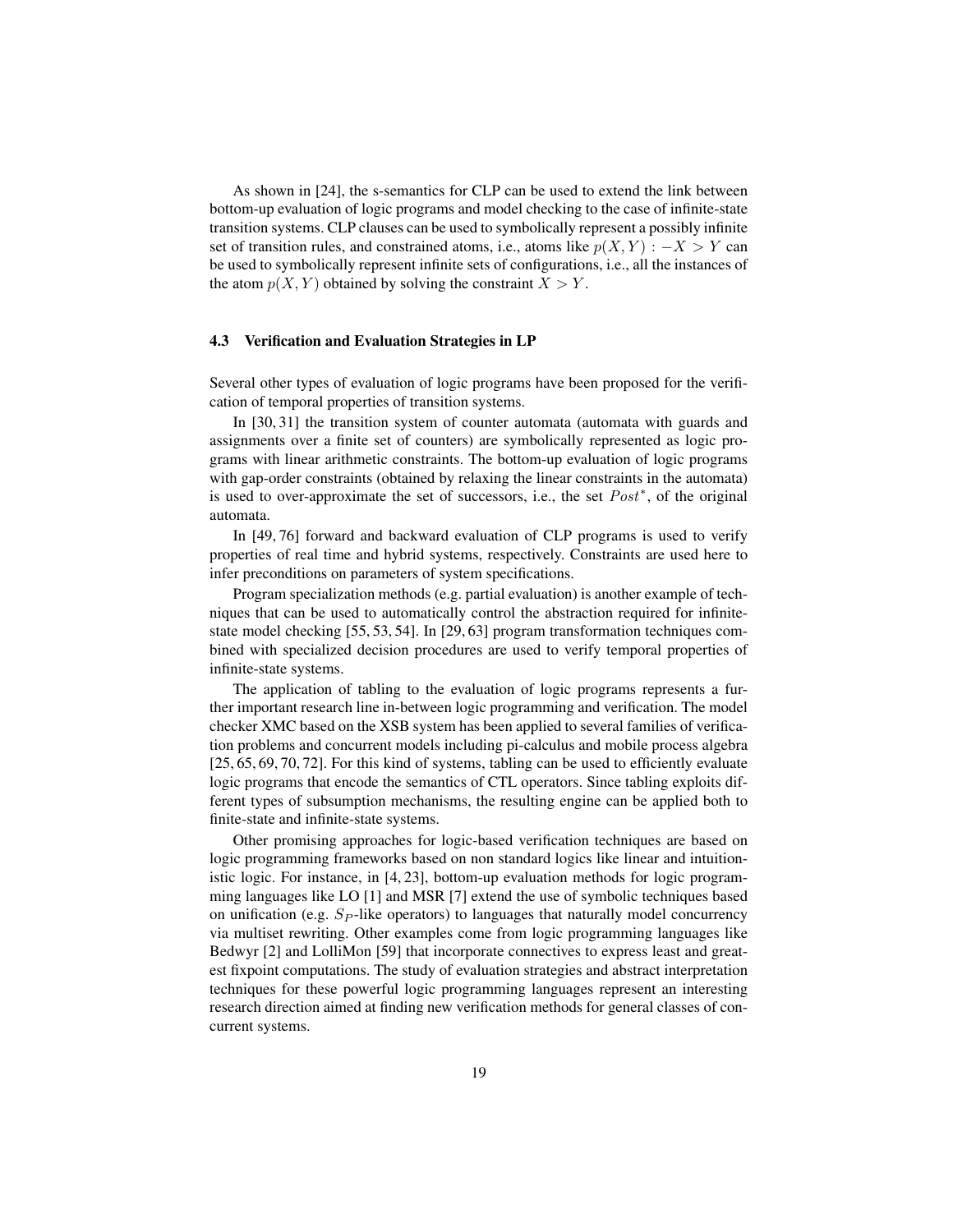As shown in [24], the s-semantics for CLP can be used to extend the link between bottom-up evaluation of logic programs and model checking to the case of infinite-state transition systems. CLP clauses can be used to symbolically represent a possibly infinite set of transition rules, and constrained atoms, i.e., atoms like $p(X, Y) : -X > Y$ can be used to symbolically represent infinite sets of configurations, i.e., all the instances of the atom $p(X, Y)$ obtained by solving the constraint $X > Y$.

### 4.3 Verification and Evaluation Strategies in LP

Several other types of evaluation of logic programs have been proposed for the verification of temporal properties of transition systems.

In [30, 31] the transition system of counter automata (automata with guards and assignments over a finite set of counters) are symbolically represented as logic programs with linear arithmetic constraints. The bottom-up evaluation of logic programs with gap-order constraints (obtained by relaxing the linear constraints in the automata) is used to over-approximate the set of successors, i.e., the set $Post^*$, of the original automata.

In [49, 76] forward and backward evaluation of CLP programs is used to verify properties of real time and hybrid systems, respectively. Constraints are used here to infer preconditions on parameters of system specifications.

Program specialization methods (e.g. partial evaluation) is another example of techniques that can be used to automatically control the abstraction required for infinite-state model checking [55, 53, 54]. In [29, 63] program transformation techniques combined with specialized decision procedures are used to verify temporal properties of infinite-state systems.

The application of tabling to the evaluation of logic programs represents a further important research line in-between logic programming and verification. The model checker XMC based on the XSB system has been applied to several families of verification problems and concurrent models including pi-calculus and mobile process algebra [25, 65, 69, 70, 72]. For this kind of systems, tabling can be used to efficiently evaluate logic programs that encode the semantics of CTL operators. Since tabling exploits different types of subsumption mechanisms, the resulting engine can be applied both to finite-state and infinite-state systems.

Other promising approaches for logic-based verification techniques are based on logic programming frameworks based on non standard logics like linear and intuitionistic logic. For instance, in [4, 23], bottom-up evaluation methods for logic programming languages like LO [1] and MSR [7] extend the use of symbolic techniques based on unification (e.g. $S_P$-like operators) to languages that naturally model concurrency via multiset rewriting. Other examples come from logic programming languages like Bedwyr [2] and LolliMon [59] that incorporate connectives to express least and greatest fixpoint computations. The study of evaluation strategies and abstract interpretation techniques for these powerful logic programming languages represent an interesting research direction aimed at finding new verification methods for general classes of concurrent systems.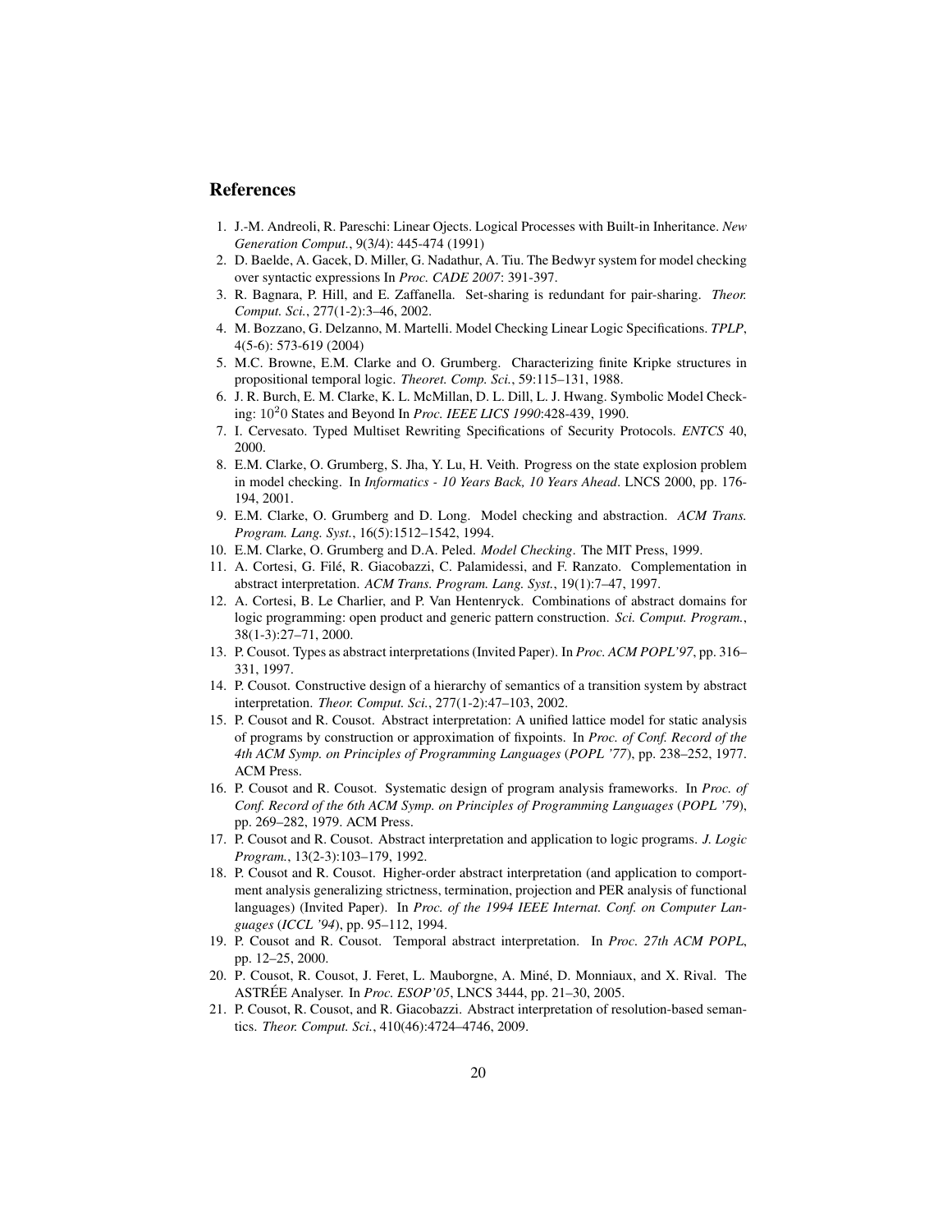## References

1. J.-M. Andreoli, R. Pareschi: Linear Ojects. Logical Processes with Built-in Inheritance. *New Generation Comput.*, 9(3/4): 445-474 (1991)
2. D. Baelde, A. Gacek, D. Miller, G. Nadathur, A. Tiu. The Bedwyr system for model checking over syntactic expressions In *Proc. CADE 2007*: 391-397.
3. R. Bagnara, P. Hill, and E. Zaffanella. Set-sharing is redundant for pair-sharing. *Theor. Comput. Sci.*, 277(1-2):3–46, 2002.
4. M. Bozzano, G. Delzanno, M. Martelli. Model Checking Linear Logic Specifications. *TPLP*, 4(5-6): 573-619 (2004)
5. M.C. Browne, E.M. Clarke and O. Grumberg. Characterizing finite Kripke structures in propositional temporal logic. *Theoret. Comp. Sci.*, 59:115–131, 1988.
6. J. R. Burch, E. M. Clarke, K. L. McMillan, D. L. Dill, L. J. Hwang. Symbolic Model Checking: $10^20$ States and Beyond In *Proc. IEEE LICS 1990*:428-439, 1990.
7. I. Cervesato. Typed Multiset Rewriting Specifications of Security Protocols. *ENTCS* 40, 2000.
8. E.M. Clarke, O. Grumberg, S. Jha, Y. Lu, H. Veith. Progress on the state explosion problem in model checking. In *Informatics - 10 Years Back, 10 Years Ahead*. LNCS 2000, pp. 176-194, 2001.
9. E.M. Clarke, O. Grumberg and D. Long. Model checking and abstraction. *ACM Trans. Program. Lang. Syst.*, 16(5):1512–1542, 1994.
10. E.M. Clarke, O. Grumberg and D.A. Peled. *Model Checking*. The MIT Press, 1999.
11. A. Cortesi, G. Filé, R. Giacobazzi, C. Palamidessi, and F. Ranzato. Complementation in abstract interpretation. *ACM Trans. Program. Lang. Syst.*, 19(1):7–47, 1997.
12. A. Cortesi, B. Le Charlier, and P. Van Hentenryck. Combinations of abstract domains for logic programming: open product and generic pattern construction. *Sci. Comput. Program.*, 38(1-3):27–71, 2000.
13. P. Cousot. Types as abstract interpretations (Invited Paper). In *Proc. ACM POPL'97*, pp. 316–331, 1997.
14. P. Cousot. Constructive design of a hierarchy of semantics of a transition system by abstract interpretation. *Theor. Comput. Sci.*, 277(1-2):47–103, 2002.
15. P. Cousot and R. Cousot. Abstract interpretation: A unified lattice model for static analysis of programs by construction or approximation of fixpoints. In *Proc. of Conf. Record of the 4th ACM Symp. on Principles of Programming Languages* (*POPL '77*), pp. 238–252, 1977. ACM Press.
16. P. Cousot and R. Cousot. Systematic design of program analysis frameworks. In *Proc. of Conf. Record of the 6th ACM Symp. on Principles of Programming Languages* (*POPL '79*), pp. 269–282, 1979. ACM Press.
17. P. Cousot and R. Cousot. Abstract interpretation and application to logic programs. *J. Logic Program.*, 13(2-3):103–179, 1992.
18. P. Cousot and R. Cousot. Higher-order abstract interpretation (and application to comportment analysis generalizing strictness, termination, projection and PER analysis of functional languages) (Invited Paper). In *Proc. of the 1994 IEEE Internat. Conf. on Computer Languages* (*ICCL '94*), pp. 95–112, 1994.
19. P. Cousot and R. Cousot. Temporal abstract interpretation. In *Proc. 27th ACM POPL*, pp. 12–25, 2000.
20. P. Cousot, R. Cousot, J. Feret, L. Mauborgne, A. Miné, D. Monniaux, and X. Rival. The ASTRÉE Analyser. In *Proc. ESOP'05*, LNCS 3444, pp. 21–30, 2005.
21. P. Cousot, R. Cousot, and R. Giacobazzi. Abstract interpretation of resolution-based semantics. *Theor. Comput. Sci.*, 410(46):4724–4746, 2009.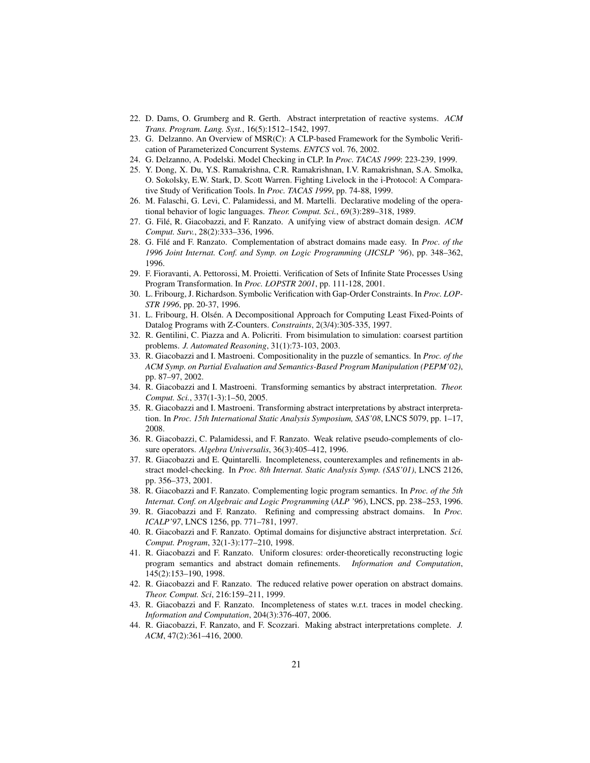22. D. Dams, O. Grumberg and R. Gerth. Abstract interpretation of reactive systems. *ACM Trans. Program. Lang. Syst.*, 16(5):1512–1542, 1997.
23. G. Delzanno. An Overview of MSR(C): A CLP-based Framework for the Symbolic Verification of Parameterized Concurrent Systems. *ENTCS* vol. 76, 2002.
24. G. Delzanno, A. Podelski. Model Checking in CLP. In *Proc. TACAS 1999*: 223-239, 1999.
25. Y. Dong, X. Du, Y.S. Ramakrishna, C.R. Ramakrishnan, I.V. Ramakrishnan, S.A. Smolka, O. Sokolsky, E.W. Stark, D. Scott Warren. Fighting Livelock in the i-Protocol: A Comparative Study of Verification Tools. In *Proc. TACAS 1999*, pp. 74-88, 1999.
26. M. Falaschi, G. Levi, C. Palamidessi, and M. Martelli. Declarative modeling of the operational behavior of logic languages. *Theor. Comput. Sci.*, 69(3):289–318, 1989.
27. G. Filé, R. Giacobazzi, and F. Ranzato. A unifying view of abstract domain design. *ACM Comput. Surv.*, 28(2):333–336, 1996.
28. G. Filé and F. Ranzato. Complementation of abstract domains made easy. In *Proc. of the 1996 Joint Internat. Conf. and Symp. on Logic Programming* (*JICSLP '96*), pp. 348–362, 1996.
29. F. Fioravanti, A. Pettorossi, M. Proietti. Verification of Sets of Infinite State Processes Using Program Transformation. In *Proc. LOPSTR 2001*, pp. 111-128, 2001.
30. L. Fribourg, J. Richardson. Symbolic Verification with Gap-Order Constraints. In *Proc. LOPSTR 1996*, pp. 20-37, 1996.
31. L. Fribourg, H. Olsén. A Decompositional Approach for Computing Least Fixed-Points of Datalog Programs with Z-Counters. *Constraints*, 2(3/4):305-335, 1997.
32. R. Gentilini, C. Piazza and A. Policriti. From bisimulation to simulation: coarsest partition problems. *J. Automated Reasoning*, 31(1):73-103, 2003.
33. R. Giacobazzi and I. Mastroeni. Compositionality in the puzzle of semantics. In *Proc. of the ACM Symp. on Partial Evaluation and Semantics-Based Program Manipulation (PEPM'02)*, pp. 87–97, 2002.
34. R. Giacobazzi and I. Mastroeni. Transforming semantics by abstract interpretation. *Theor. Comput. Sci.*, 337(1-3):1–50, 2005.
35. R. Giacobazzi and I. Mastroeni. Transforming abstract interpretations by abstract interpretation. In *Proc. 15th International Static Analysis Symposium, SAS'08*, LNCS 5079, pp. 1–17, 2008.
36. R. Giacobazzi, C. Palamidessi, and F. Ranzato. Weak relative pseudo-complements of closure operators. *Algebra Universalis*, 36(3):405–412, 1996.
37. R. Giacobazzi and E. Quintarelli. Incompleteness, counterexamples and refinements in abstract model-checking. In *Proc. 8th Internat. Static Analysis Symp. (SAS'01)*, LNCS 2126, pp. 356–373, 2001.
38. R. Giacobazzi and F. Ranzato. Complementing logic program semantics. In *Proc. of the 5th Internat. Conf. on Algebraic and Logic Programming* (*ALP '96*), LNCS, pp. 238–253, 1996.
39. R. Giacobazzi and F. Ranzato. Refining and compressing abstract domains. In *Proc. ICALP'97*, LNCS 1256, pp. 771–781, 1997.
40. R. Giacobazzi and F. Ranzato. Optimal domains for disjunctive abstract interpretation. *Sci. Comput. Program*, 32(1-3):177–210, 1998.
41. R. Giacobazzi and F. Ranzato. Uniform closures: order-theoretically reconstructing logic program semantics and abstract domain refinements. *Information and Computation*, 145(2):153–190, 1998.
42. R. Giacobazzi and F. Ranzato. The reduced relative power operation on abstract domains. *Theor. Comput. Sci*, 216:159–211, 1999.
43. R. Giacobazzi and F. Ranzato. Incompleteness of states w.r.t. traces in model checking. *Information and Computation*, 204(3):376-407, 2006.
44. R. Giacobazzi, F. Ranzato, and F. Scozzari. Making abstract interpretations complete. *J. ACM*, 47(2):361–416, 2000.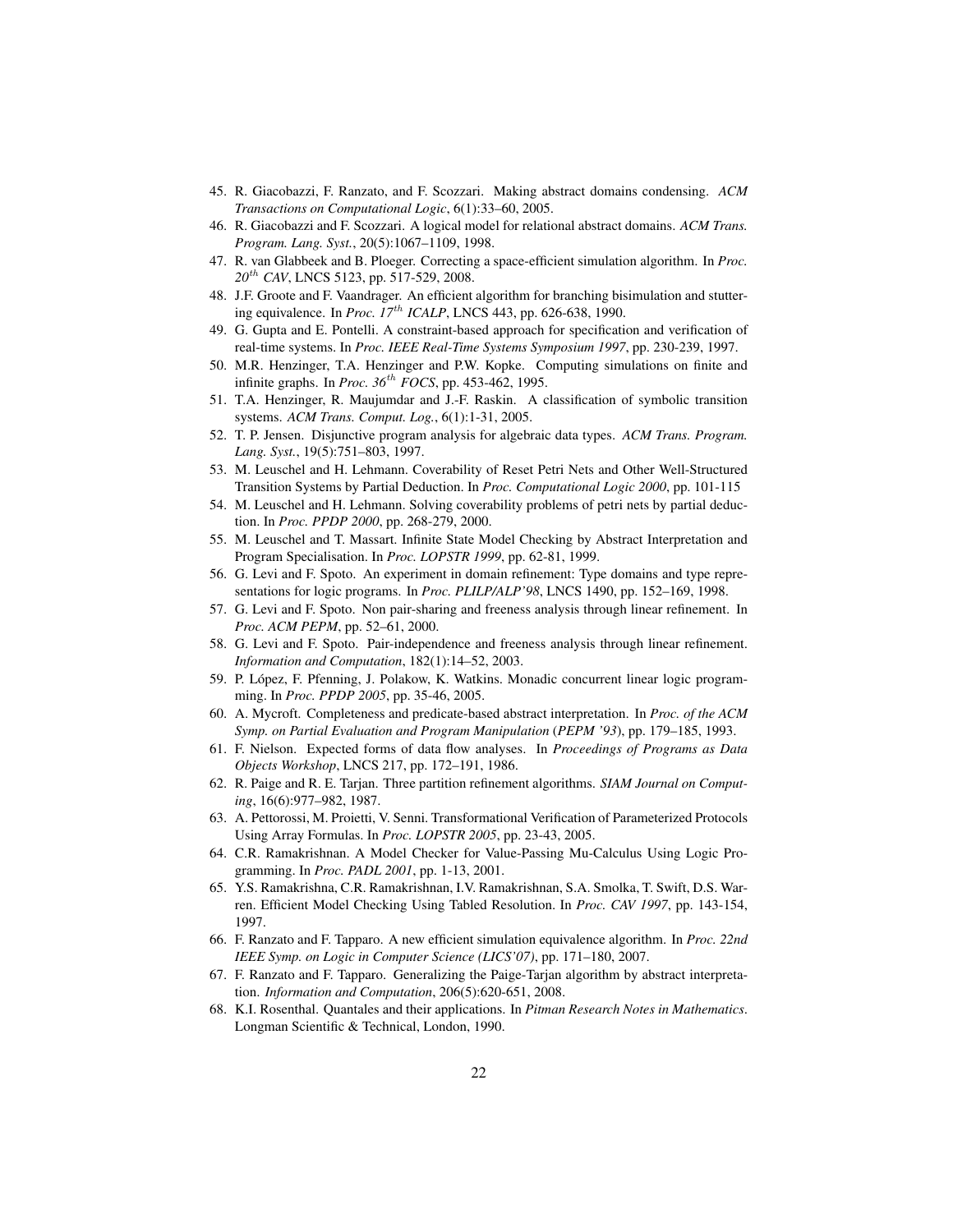45. R. Giacobazzi, F. Ranzato, and F. Scozzari. Making abstract domains condensing. *ACM Transactions on Computational Logic*, 6(1):33–60, 2005.
46. R. Giacobazzi and F. Scozzari. A logical model for relational abstract domains. *ACM Trans. Program. Lang. Syst.*, 20(5):1067–1109, 1998.
47. R. van Glabbeek and B. Ploeger. Correcting a space-efficient simulation algorithm. In *Proc. $20^{th}$ CAV*, LNCS 5123, pp. 517-529, 2008.
48. J.F. Groote and F. Vaandrager. An efficient algorithm for branching bisimulation and stuttering equivalence. In *Proc. $17^{th}$ ICALP*, LNCS 443, pp. 626-638, 1990.
49. G. Gupta and E. Pontelli. A constraint-based approach for specification and verification of real-time systems. In *Proc. IEEE Real-Time Systems Symposium 1997*, pp. 230-239, 1997.
50. M.R. Henzinger, T.A. Henzinger and P.W. Kopke. Computing simulations on finite and infinite graphs. In *Proc. $36^{th}$ FOCS*, pp. 453-462, 1995.
51. T.A. Henzinger, R. Maujumdar and J.-F. Raskin. A classification of symbolic transition systems. *ACM Trans. Comput. Log.*, 6(1):1-31, 2005.
52. T. P. Jensen. Disjunctive program analysis for algebraic data types. *ACM Trans. Program. Lang. Syst.*, 19(5):751–803, 1997.
53. M. Leuschel and H. Lehmann. Coverability of Reset Petri Nets and Other Well-Structured Transition Systems by Partial Deduction. In *Proc. Computational Logic 2000*, pp. 101-115
54. M. Leuschel and H. Lehmann. Solving coverability problems of petri nets by partial deduction. In *Proc. PPDP 2000*, pp. 268-279, 2000.
55. M. Leuschel and T. Massart. Infinite State Model Checking by Abstract Interpretation and Program Specialisation. In *Proc. LOPSTR 1999*, pp. 62-81, 1999.
56. G. Levi and F. Spoto. An experiment in domain refinement: Type domains and type representations for logic programs. In *Proc. PLILP/ALP'98*, LNCS 1490, pp. 152–169, 1998.
57. G. Levi and F. Spoto. Non pair-sharing and freeness analysis through linear refinement. In *Proc. ACM PEPM*, pp. 52–61, 2000.
58. G. Levi and F. Spoto. Pair-independence and freeness analysis through linear refinement. *Information and Computation*, 182(1):14–52, 2003.
59. P. López, F. Pfenning, J. Polakow, K. Watkins. Monadic concurrent linear logic programming. In *Proc. PPDP 2005*, pp. 35-46, 2005.
60. A. Mycroft. Completeness and predicate-based abstract interpretation. In *Proc. of the ACM Symp. on Partial Evaluation and Program Manipulation* (*PEPM '93*), pp. 179–185, 1993.
61. F. Nielson. Expected forms of data flow analyses. In *Proceedings of Programs as Data Objects Workshop*, LNCS 217, pp. 172–191, 1986.
62. R. Paige and R. E. Tarjan. Three partition refinement algorithms. *SIAM Journal on Computing*, 16(6):977–982, 1987.
63. A. Pettorossi, M. Proietti, V. Senni. Transformational Verification of Parameterized Protocols Using Array Formulas. In *Proc. LOPSTR 2005*, pp. 23-43, 2005.
64. C.R. Ramakrishnan. A Model Checker for Value-Passing Mu-Calculus Using Logic Programming. In *Proc. PADL 2001*, pp. 1-13, 2001.
65. Y.S. Ramakrishna, C.R. Ramakrishnan, I.V. Ramakrishnan, S.A. Smolka, T. Swift, D.S. Warren. Efficient Model Checking Using Tabled Resolution. In *Proc. CAV 1997*, pp. 143-154, 1997.
66. F. Ranzato and F. Tapparo. A new efficient simulation equivalence algorithm. In *Proc. 22nd IEEE Symp. on Logic in Computer Science (LICS'07)*, pp. 171–180, 2007.
67. F. Ranzato and F. Tapparo. Generalizing the Paige-Tarjan algorithm by abstract interpretation. *Information and Computation*, 206(5):620-651, 2008.
68. K.I. Rosenthal. Quantales and their applications. In *Pitman Research Notes in Mathematics*. Longman Scientific & Technical, London, 1990.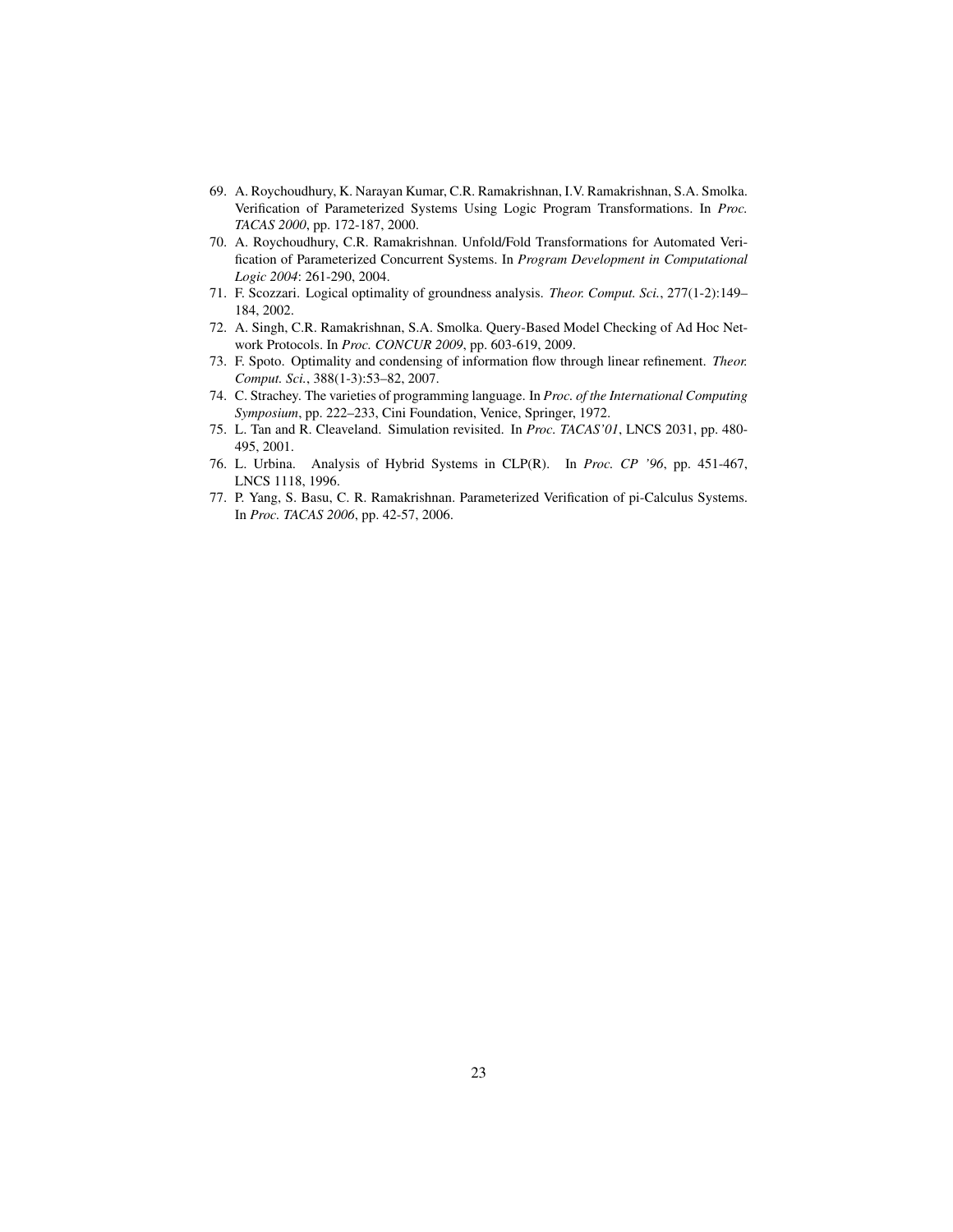69. A. Roychoudhury, K. Narayan Kumar, C.R. Ramakrishnan, I.V. Ramakrishnan, S.A. Smolka. Verification of Parameterized Systems Using Logic Program Transformations. In *Proc. TACAS 2000*, pp. 172-187, 2000.
70. A. Roychoudhury, C.R. Ramakrishnan. Unfold/Fold Transformations for Automated Verification of Parameterized Concurrent Systems. In *Program Development in Computational Logic 2004*: 261-290, 2004.
71. F. Scozzari. Logical optimality of groundness analysis. *Theor. Comput. Sci.*, 277(1-2):149–184, 2002.
72. A. Singh, C.R. Ramakrishnan, S.A. Smolka. Query-Based Model Checking of Ad Hoc Network Protocols. In *Proc. CONCUR 2009*, pp. 603-619, 2009.
73. F. Spoto. Optimality and condensing of information flow through linear refinement. *Theor. Comput. Sci.*, 388(1-3):53–82, 2007.
74. C. Strachey. The varieties of programming language. In *Proc. of the International Computing Symposium*, pp. 222–233, Cini Foundation, Venice, Springer, 1972.
75. L. Tan and R. Cleaveland. Simulation revisited. In *Proc. TACAS'01*, LNCS 2031, pp. 480-495, 2001.
76. L. Urbina. Analysis of Hybrid Systems in CLP(R). In *Proc. CP '96*, pp. 451-467, LNCS 1118, 1996.
77. P. Yang, S. Basu, C. R. Ramakrishnan. Parameterized Verification of pi-Calculus Systems. In *Proc. TACAS 2006*, pp. 42-57, 2006.